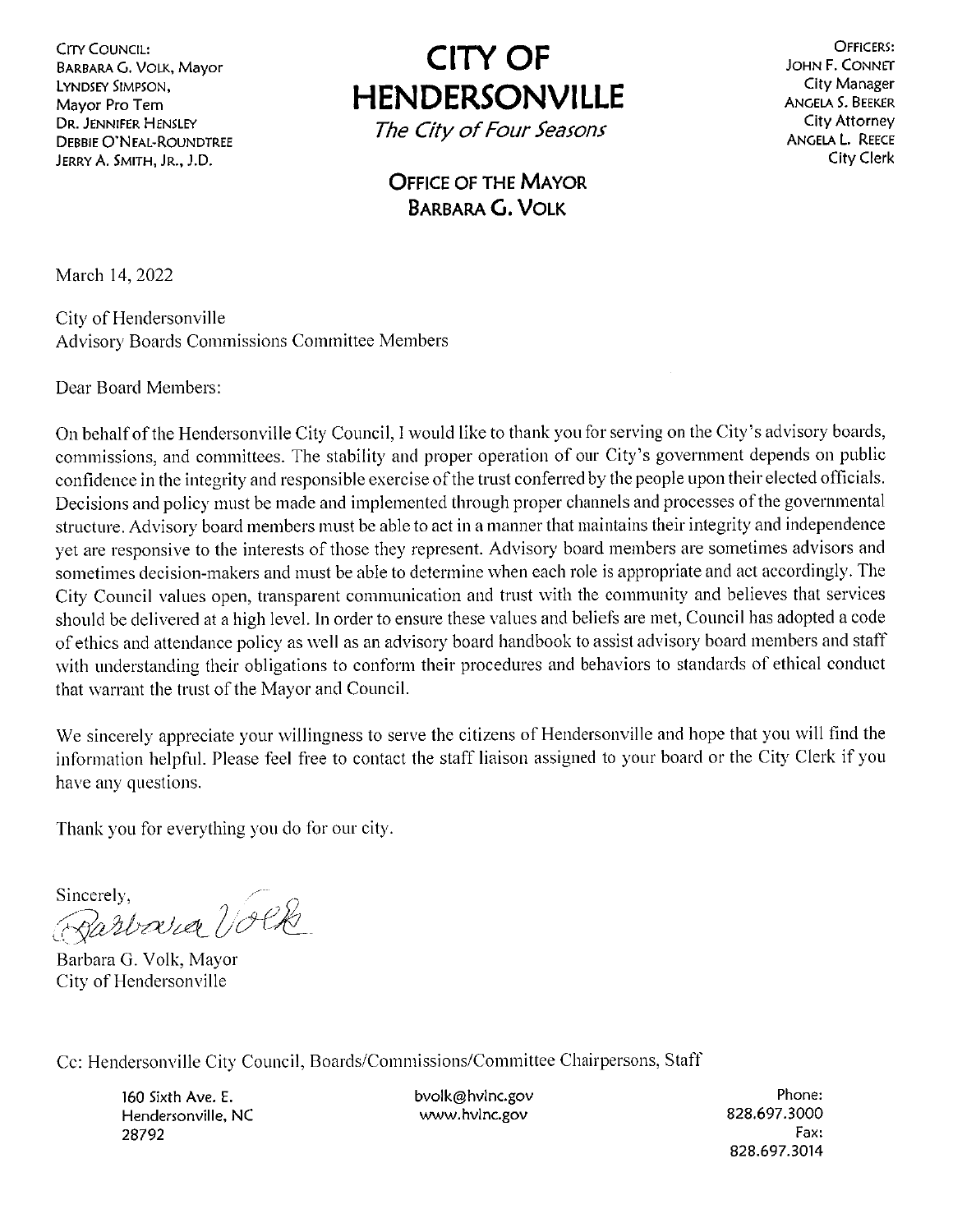City Council:
Barbara G. Volk, Mayor
Lyndsey Simpson, Mayor Pro Tem
Dr. Jennifer Hensley
Debbie O'Neal-Roundtree
Jerry A. Smith, Jr., J.D.

# CITY OF HENDERSONVILLE

*The City of Four Seasons*

## Office of the Mayor Barbara G. Volk

Officers:
John F. Connet, City Manager
Angela S. Beeker, City Attorney
Angela L. Reece, City Clerk

March 14, 2022

City of Hendersonville
Advisory Boards Commissions Committee Members

Dear Board Members:

On behalf of the Hendersonville City Council, I would like to thank you for serving on the City's advisory boards, commissions, and committees. The stability and proper operation of our City's government depends on public confidence in the integrity and responsible exercise of the trust conferred by the people upon their elected officials. Decisions and policy must be made and implemented through proper channels and processes of the governmental structure. Advisory board members must be able to act in a manner that maintains their integrity and independence yet are responsive to the interests of those they represent. Advisory board members are sometimes advisors and sometimes decision-makers and must be able to determine when each role is appropriate and act accordingly. The City Council values open, transparent communication and trust with the community and believes that services should be delivered at a high level. In order to ensure these values and beliefs are met, Council has adopted a code of ethics and attendance policy as well as an advisory board handbook to assist advisory board members and staff with understanding their obligations to conform their procedures and behaviors to standards of ethical conduct that warrant the trust of the Mayor and Council.

We sincerely appreciate your willingness to serve the citizens of Hendersonville and hope that you will find the information helpful. Please feel free to contact the staff liaison assigned to your board or the City Clerk if you have any questions.

Thank you for everything you do for our city.

Sincerely,

Barbara Volk

Barbara G. Volk, Mayor
City of Hendersonville

Cc: Hendersonville City Council, Boards/Commissions/Committee Chairpersons, Staff

160 Sixth Ave. E.
Hendersonville, NC
28792

bvolk@hvlnc.gov
www.hvlnc.gov

Phone: 828.697.3000
Fax: 828.697.3014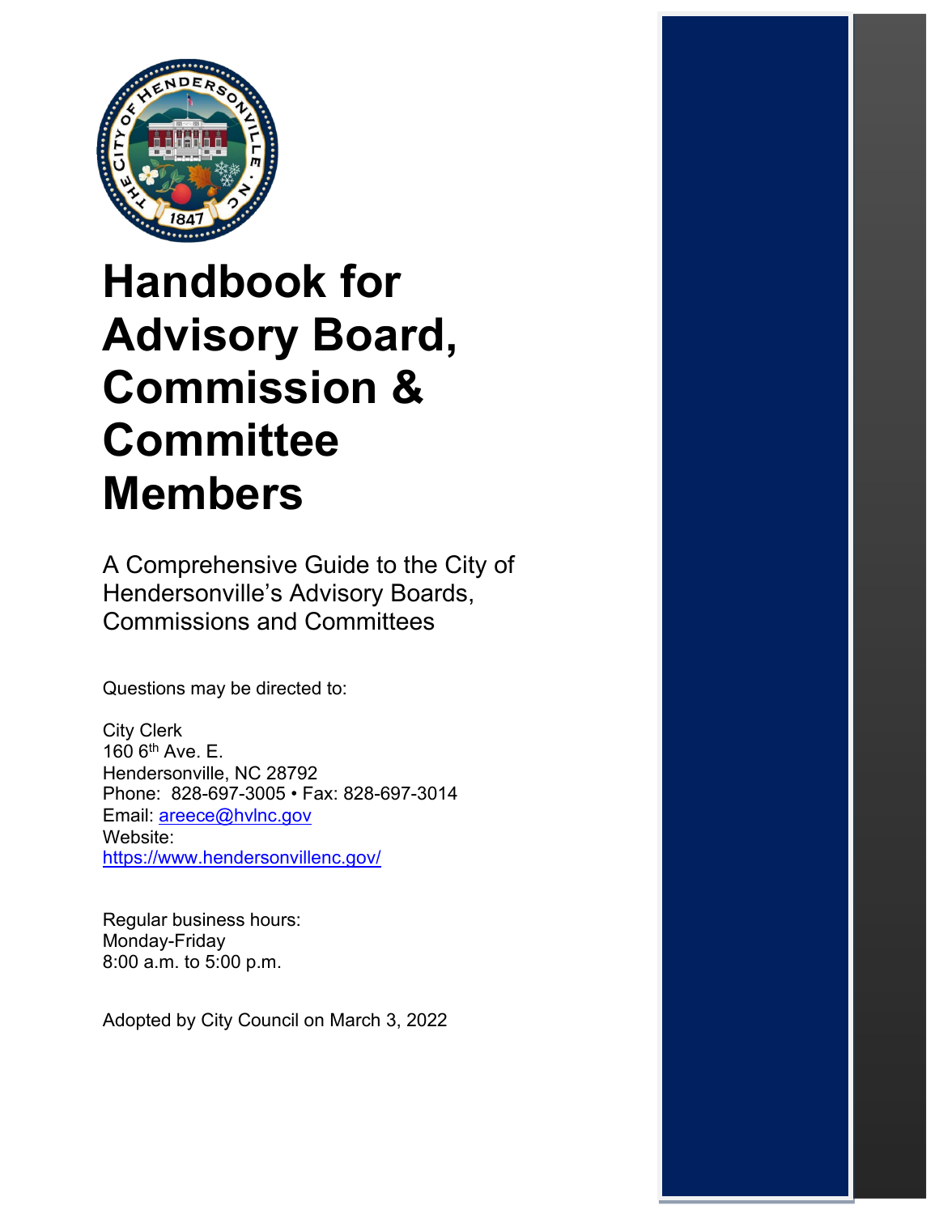# Handbook for Advisory Board, Commission & Committee Members

A Comprehensive Guide to the City of Hendersonville's Advisory Boards, Commissions and Committees

Questions may be directed to:

City Clerk
160 6th Ave. E.
Hendersonville, NC 28792
Phone: 828-697-3005 • Fax: 828-697-3014
Email: areece@hvlnc.gov
Website:
https://www.hendersonvillenc.gov/

Regular business hours:
Monday-Friday
8:00 a.m. to 5:00 p.m.

Adopted by City Council on March 3, 2022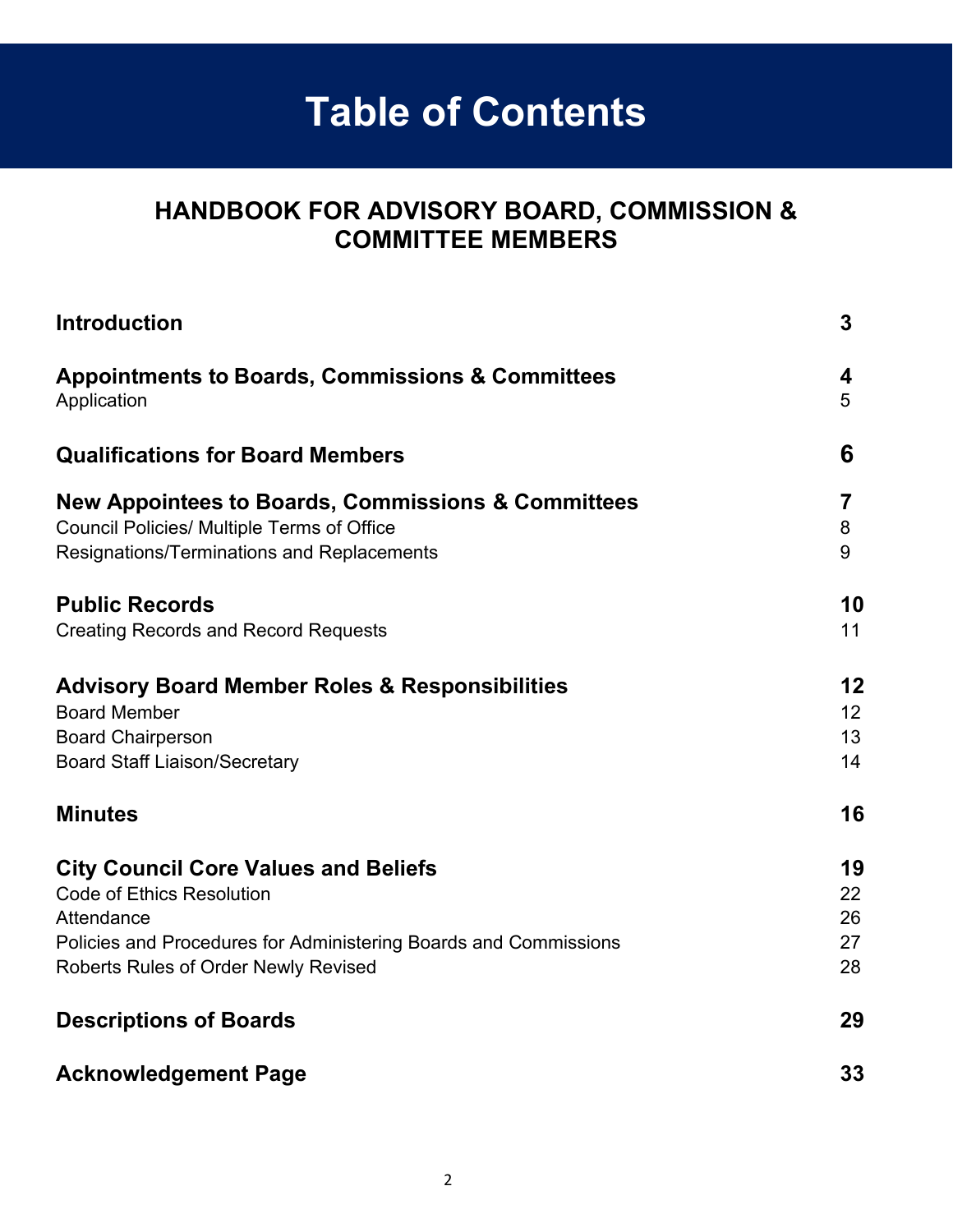# Table of Contents

## HANDBOOK FOR ADVISORY BOARD, COMMISSION & COMMITTEE MEMBERS

| | |
|---|---|
| **Introduction** | **3** |
| **Appointments to Boards, Commissions & Committees** | **4** |
| Application | 5 |
| **Qualifications for Board Members** | **6** |
| **New Appointees to Boards, Commissions & Committees** | **7** |
| Council Policies/ Multiple Terms of Office | 8 |
| Resignations/Terminations and Replacements | 9 |
| **Public Records** | **10** |
| Creating Records and Record Requests | 11 |
| **Advisory Board Member Roles & Responsibilities** | **12** |
| Board Member | 12 |
| Board Chairperson | 13 |
| Board Staff Liaison/Secretary | 14 |
| **Minutes** | **16** |
| **City Council Core Values and Beliefs** | **19** |
| Code of Ethics Resolution | 22 |
| Attendance | 26 |
| Policies and Procedures for Administering Boards and Commissions | 27 |
| Roberts Rules of Order Newly Revised | 28 |
| **Descriptions of Boards** | **29** |
| **Acknowledgement Page** | **33** |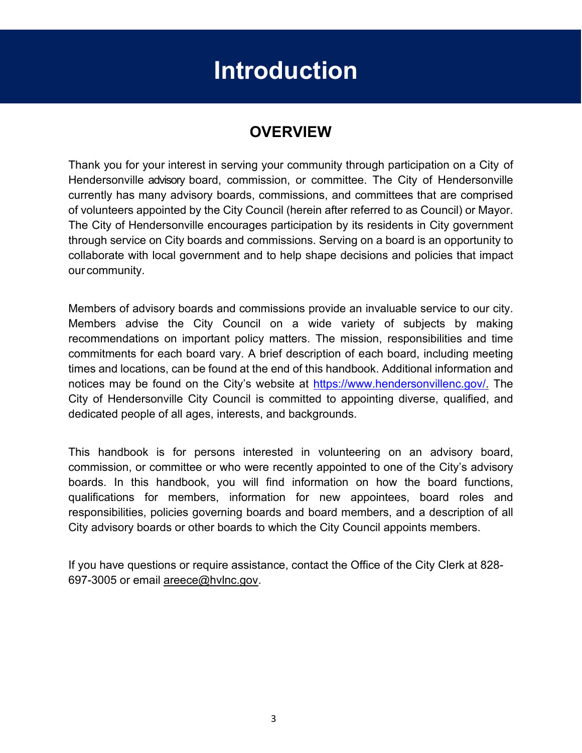# Introduction

## OVERVIEW

Thank you for your interest in serving your community through participation on a City of Hendersonville advisory board, commission, or committee. The City of Hendersonville currently has many advisory boards, commissions, and committees that are comprised of volunteers appointed by the City Council (herein after referred to as Council) or Mayor. The City of Hendersonville encourages participation by its residents in City government through service on City boards and commissions. Serving on a board is an opportunity to collaborate with local government and to help shape decisions and policies that impact our community.

Members of advisory boards and commissions provide an invaluable service to our city. Members advise the City Council on a wide variety of subjects by making recommendations on important policy matters. The mission, responsibilities and time commitments for each board vary. A brief description of each board, including meeting times and locations, can be found at the end of this handbook. Additional information and notices may be found on the City's website at [https://www.hendersonvillenc.gov/.](https://www.hendersonvillenc.gov/) The City of Hendersonville City Council is committed to appointing diverse, qualified, and dedicated people of all ages, interests, and backgrounds.

This handbook is for persons interested in volunteering on an advisory board, commission, or committee or who were recently appointed to one of the City's advisory boards. In this handbook, you will find information on how the board functions, qualifications for members, information for new appointees, board roles and responsibilities, policies governing boards and board members, and a description of all City advisory boards or other boards to which the City Council appoints members.

If you have questions or require assistance, contact the Office of the City Clerk at 828-697-3005 or email areece@hvlnc.gov.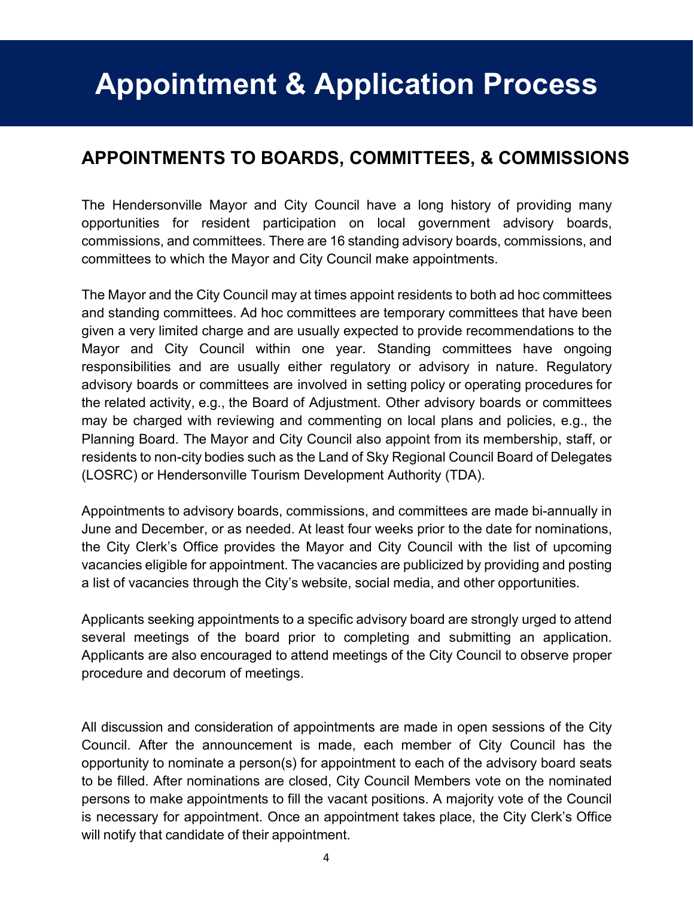# Appointment & Application Process

## APPOINTMENTS TO BOARDS, COMMITTEES, & COMMISSIONS

The Hendersonville Mayor and City Council have a long history of providing many opportunities for resident participation on local government advisory boards, commissions, and committees. There are 16 standing advisory boards, commissions, and committees to which the Mayor and City Council make appointments.

The Mayor and the City Council may at times appoint residents to both ad hoc committees and standing committees. Ad hoc committees are temporary committees that have been given a very limited charge and are usually expected to provide recommendations to the Mayor and City Council within one year. Standing committees have ongoing responsibilities and are usually either regulatory or advisory in nature. Regulatory advisory boards or committees are involved in setting policy or operating procedures for the related activity, e.g., the Board of Adjustment. Other advisory boards or committees may be charged with reviewing and commenting on local plans and policies, e.g., the Planning Board. The Mayor and City Council also appoint from its membership, staff, or residents to non-city bodies such as the Land of Sky Regional Council Board of Delegates (LOSRC) or Hendersonville Tourism Development Authority (TDA).

Appointments to advisory boards, commissions, and committees are made bi-annually in June and December, or as needed. At least four weeks prior to the date for nominations, the City Clerk's Office provides the Mayor and City Council with the list of upcoming vacancies eligible for appointment. The vacancies are publicized by providing and posting a list of vacancies through the City's website, social media, and other opportunities.

Applicants seeking appointments to a specific advisory board are strongly urged to attend several meetings of the board prior to completing and submitting an application. Applicants are also encouraged to attend meetings of the City Council to observe proper procedure and decorum of meetings.

All discussion and consideration of appointments are made in open sessions of the City Council. After the announcement is made, each member of City Council has the opportunity to nominate a person(s) for appointment to each of the advisory board seats to be filled. After nominations are closed, City Council Members vote on the nominated persons to make appointments to fill the vacant positions. A majority vote of the Council is necessary for appointment. Once an appointment takes place, the City Clerk's Office will notify that candidate of their appointment.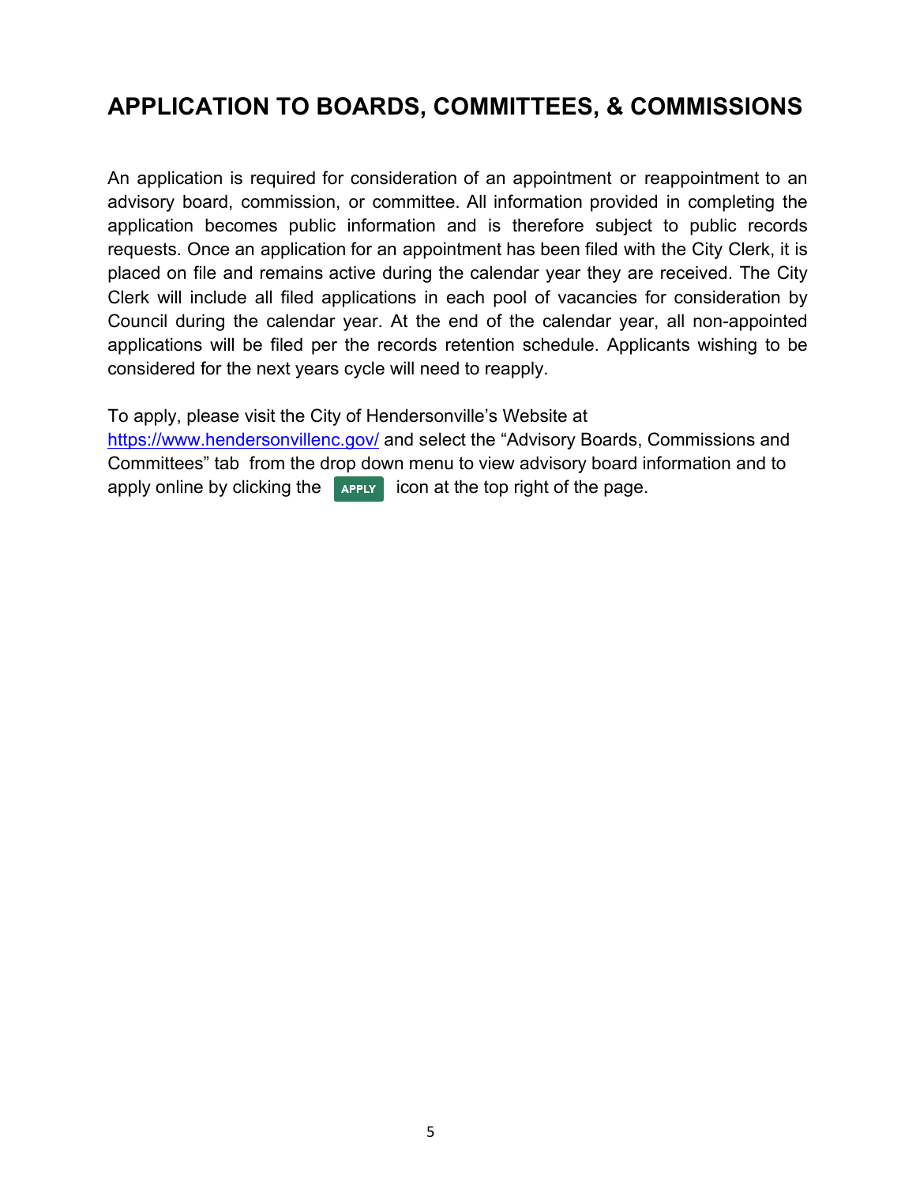## APPLICATION TO BOARDS, COMMITTEES, & COMMISSIONS

An application is required for consideration of an appointment or reappointment to an advisory board, commission, or committee. All information provided in completing the application becomes public information and is therefore subject to public records requests. Once an application for an appointment has been filed with the City Clerk, it is placed on file and remains active during the calendar year they are received. The City Clerk will include all filed applications in each pool of vacancies for consideration by Council during the calendar year. At the end of the calendar year, all non-appointed applications will be filed per the records retention schedule. Applicants wishing to be considered for the next years cycle will need to reapply.

To apply, please visit the City of Hendersonville's Website at https://www.hendersonvillenc.gov/ and select the "Advisory Boards, Commissions and Committees" tab from the drop down menu to view advisory board information and to apply online by clicking the **APPLY** icon at the top right of the page.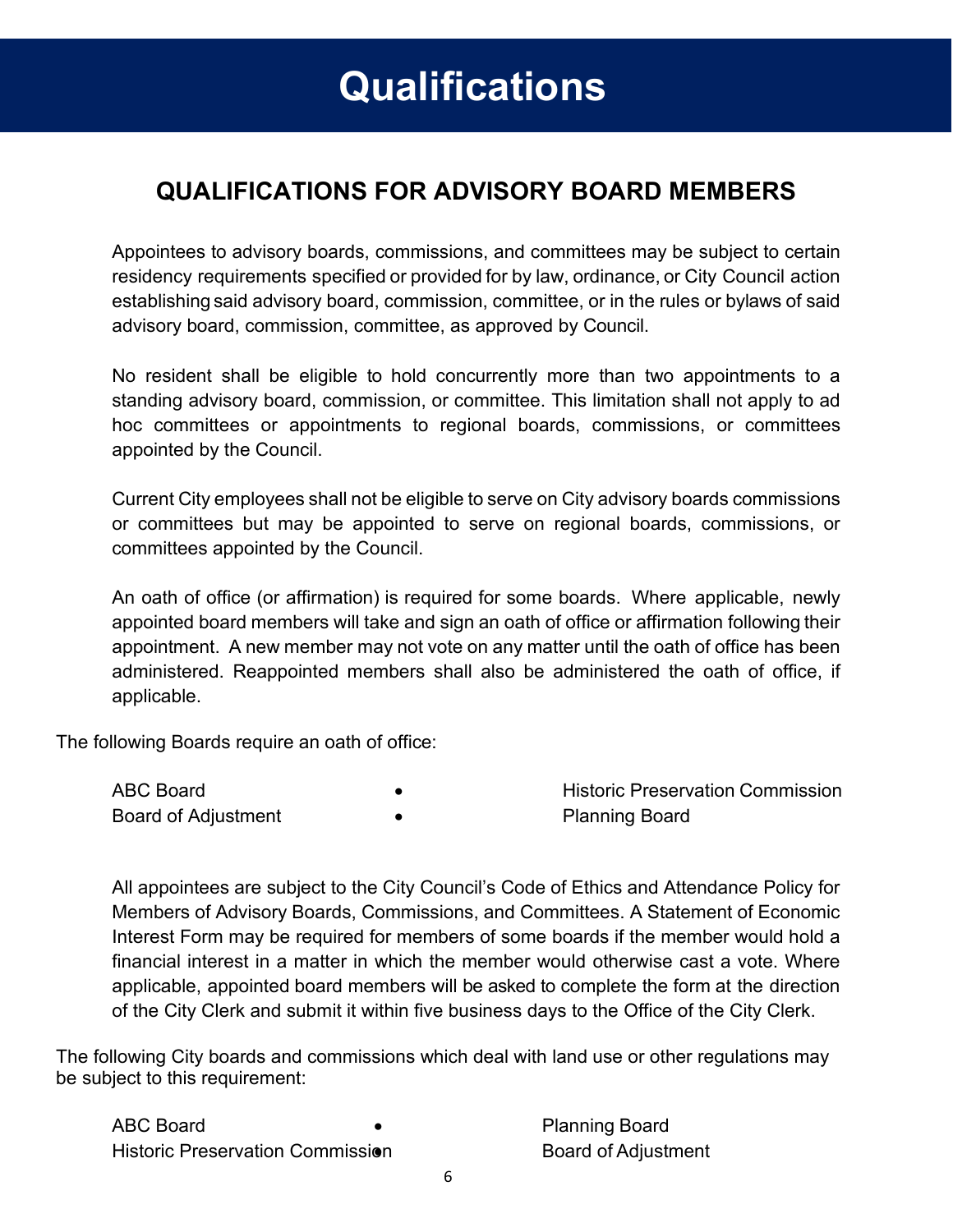# Qualifications

## QUALIFICATIONS FOR ADVISORY BOARD MEMBERS

Appointees to advisory boards, commissions, and committees may be subject to certain residency requirements specified or provided for by law, ordinance, or City Council action establishing said advisory board, commission, committee, or in the rules or bylaws of said advisory board, commission, committee, as approved by Council.

No resident shall be eligible to hold concurrently more than two appointments to a standing advisory board, commission, or committee. This limitation shall not apply to ad hoc committees or appointments to regional boards, commissions, or committees appointed by the Council.

Current City employees shall not be eligible to serve on City advisory boards commissions or committees but may be appointed to serve on regional boards, commissions, or committees appointed by the Council.

An oath of office (or affirmation) is required for some boards. Where applicable, newly appointed board members will take and sign an oath of office or affirmation following their appointment. A new member may not vote on any matter until the oath of office has been administered. Reappointed members shall also be administered the oath of office, if applicable.

The following Boards require an oath of office:

- ABC Board
- Board of Adjustment
- Historic Preservation Commission
- Planning Board

All appointees are subject to the City Council's Code of Ethics and Attendance Policy for Members of Advisory Boards, Commissions, and Committees. A Statement of Economic Interest Form may be required for members of some boards if the member would hold a financial interest in a matter in which the member would otherwise cast a vote. Where applicable, appointed board members will be asked to complete the form at the direction of the City Clerk and submit it within five business days to the Office of the City Clerk.

The following City boards and commissions which deal with land use or other regulations may be subject to this requirement:

- ABC Board
- Historic Preservation Commission
- Planning Board
- Board of Adjustment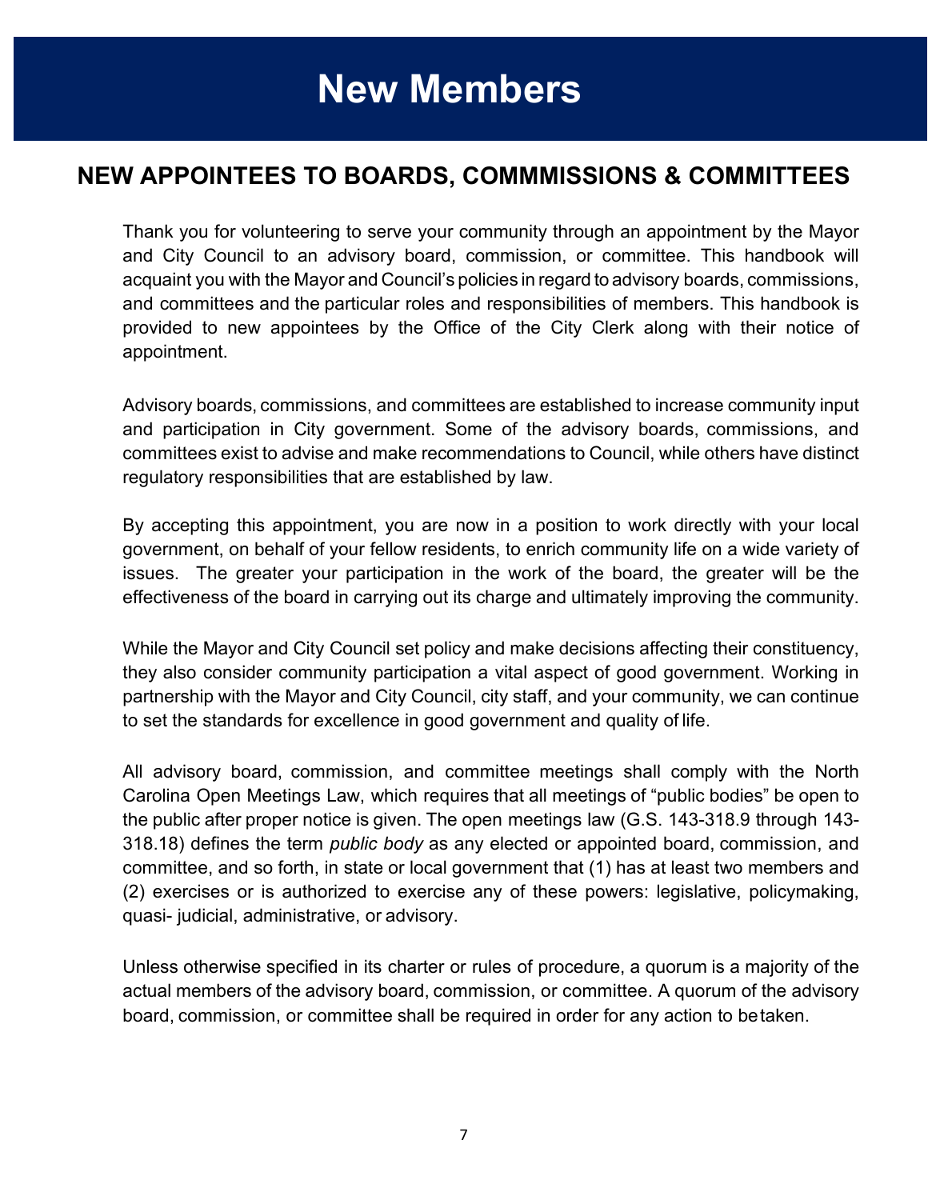# New Members

## NEW APPOINTEES TO BOARDS, COMMMISSIONS & COMMITTEES

Thank you for volunteering to serve your community through an appointment by the Mayor and City Council to an advisory board, commission, or committee. This handbook will acquaint you with the Mayor and Council's policies in regard to advisory boards, commissions, and committees and the particular roles and responsibilities of members. This handbook is provided to new appointees by the Office of the City Clerk along with their notice of appointment.

Advisory boards, commissions, and committees are established to increase community input and participation in City government. Some of the advisory boards, commissions, and committees exist to advise and make recommendations to Council, while others have distinct regulatory responsibilities that are established by law.

By accepting this appointment, you are now in a position to work directly with your local government, on behalf of your fellow residents, to enrich community life on a wide variety of issues. The greater your participation in the work of the board, the greater will be the effectiveness of the board in carrying out its charge and ultimately improving the community.

While the Mayor and City Council set policy and make decisions affecting their constituency, they also consider community participation a vital aspect of good government. Working in partnership with the Mayor and City Council, city staff, and your community, we can continue to set the standards for excellence in good government and quality of life.

All advisory board, commission, and committee meetings shall comply with the North Carolina Open Meetings Law, which requires that all meetings of "public bodies" be open to the public after proper notice is given. The open meetings law (G.S. 143-318.9 through 143-318.18) defines the term *public body* as any elected or appointed board, commission, and committee, and so forth, in state or local government that (1) has at least two members and (2) exercises or is authorized to exercise any of these powers: legislative, policymaking, quasi- judicial, administrative, or advisory.

Unless otherwise specified in its charter or rules of procedure, a quorum is a majority of the actual members of the advisory board, commission, or committee. A quorum of the advisory board, commission, or committee shall be required in order for any action to be taken.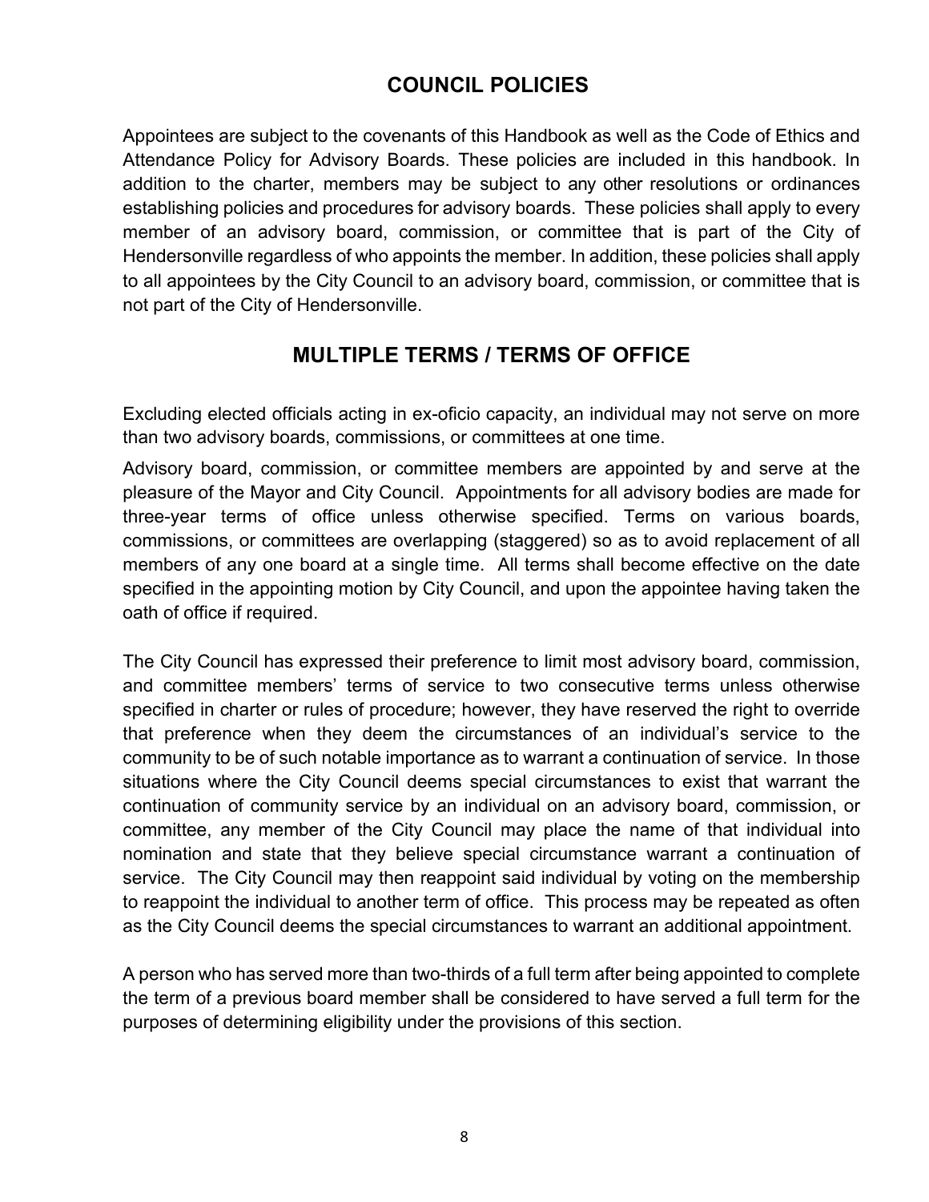## COUNCIL POLICIES

Appointees are subject to the covenants of this Handbook as well as the Code of Ethics and Attendance Policy for Advisory Boards. These policies are included in this handbook. In addition to the charter, members may be subject to any other resolutions or ordinances establishing policies and procedures for advisory boards. These policies shall apply to every member of an advisory board, commission, or committee that is part of the City of Hendersonville regardless of who appoints the member. In addition, these policies shall apply to all appointees by the City Council to an advisory board, commission, or committee that is not part of the City of Hendersonville.

## MULTIPLE TERMS / TERMS OF OFFICE

Excluding elected officials acting in ex-oficio capacity, an individual may not serve on more than two advisory boards, commissions, or committees at one time.

Advisory board, commission, or committee members are appointed by and serve at the pleasure of the Mayor and City Council. Appointments for all advisory bodies are made for three-year terms of office unless otherwise specified. Terms on various boards, commissions, or committees are overlapping (staggered) so as to avoid replacement of all members of any one board at a single time. All terms shall become effective on the date specified in the appointing motion by City Council, and upon the appointee having taken the oath of office if required.

The City Council has expressed their preference to limit most advisory board, commission, and committee members' terms of service to two consecutive terms unless otherwise specified in charter or rules of procedure; however, they have reserved the right to override that preference when they deem the circumstances of an individual's service to the community to be of such notable importance as to warrant a continuation of service. In those situations where the City Council deems special circumstances to exist that warrant the continuation of community service by an individual on an advisory board, commission, or committee, any member of the City Council may place the name of that individual into nomination and state that they believe special circumstance warrant a continuation of service. The City Council may then reappoint said individual by voting on the membership to reappoint the individual to another term of office. This process may be repeated as often as the City Council deems the special circumstances to warrant an additional appointment.

A person who has served more than two-thirds of a full term after being appointed to complete the term of a previous board member shall be considered to have served a full term for the purposes of determining eligibility under the provisions of this section.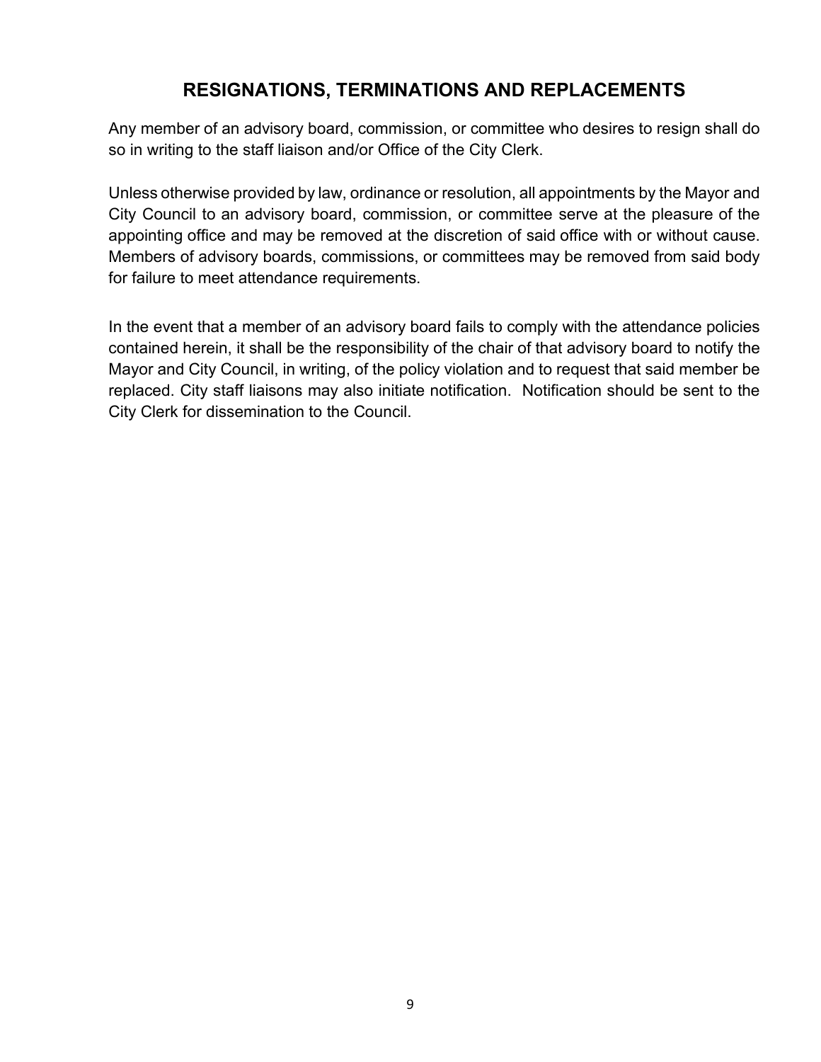## RESIGNATIONS, TERMINATIONS AND REPLACEMENTS

Any member of an advisory board, commission, or committee who desires to resign shall do so in writing to the staff liaison and/or Office of the City Clerk.

Unless otherwise provided by law, ordinance or resolution, all appointments by the Mayor and City Council to an advisory board, commission, or committee serve at the pleasure of the appointing office and may be removed at the discretion of said office with or without cause. Members of advisory boards, commissions, or committees may be removed from said body for failure to meet attendance requirements.

In the event that a member of an advisory board fails to comply with the attendance policies contained herein, it shall be the responsibility of the chair of that advisory board to notify the Mayor and City Council, in writing, of the policy violation and to request that said member be replaced. City staff liaisons may also initiate notification. Notification should be sent to the City Clerk for dissemination to the Council.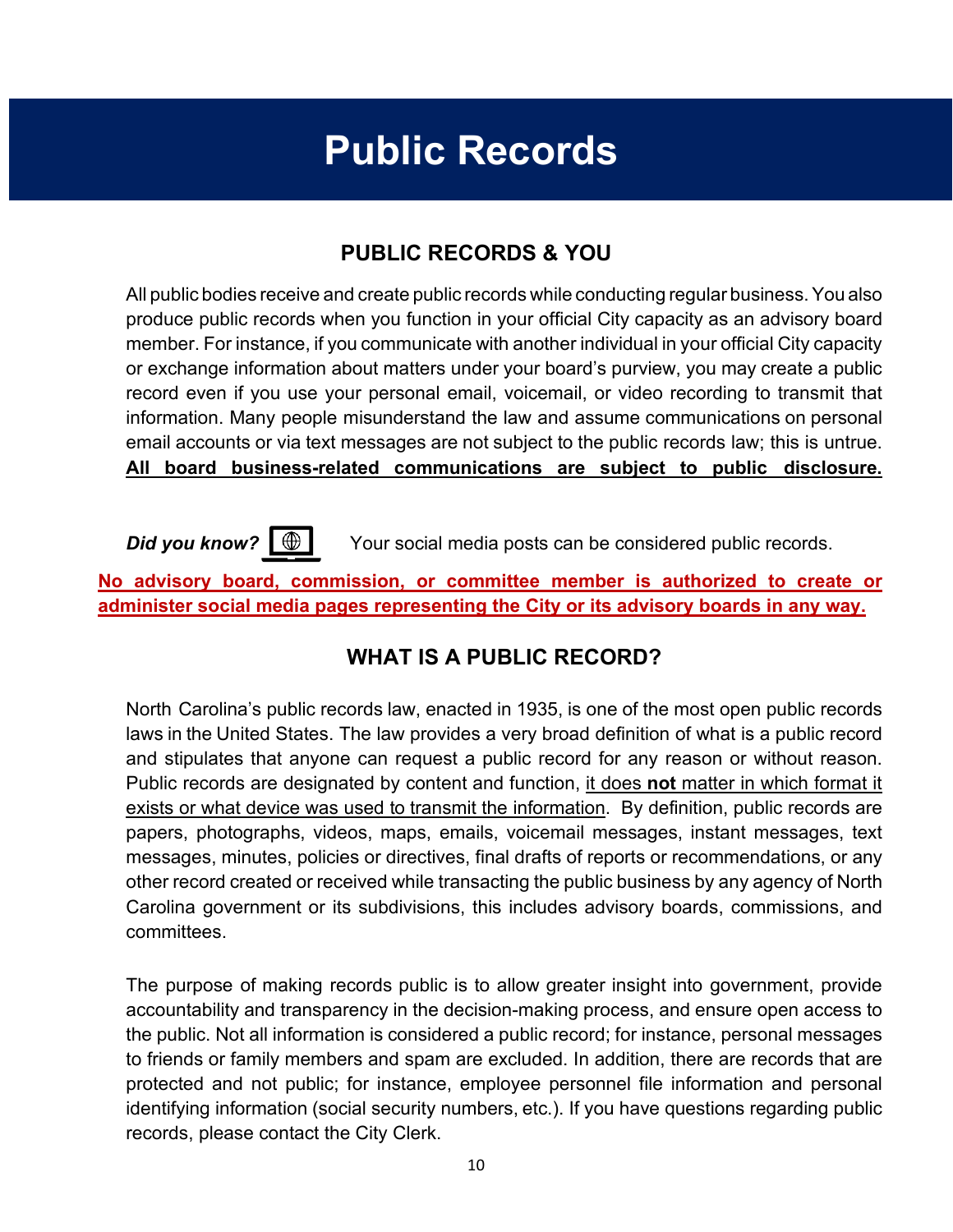# Public Records

## PUBLIC RECORDS & YOU

All public bodies receive and create public records while conducting regular business. You also produce public records when you function in your official City capacity as an advisory board member. For instance, if you communicate with another individual in your official City capacity or exchange information about matters under your board's purview, you may create a public record even if you use your personal email, voicemail, or video recording to transmit that information. Many people misunderstand the law and assume communications on personal email accounts or via text messages are not subject to the public records law; this is untrue. **All board business-related communications are subject to public disclosure.**

***Did you know?*** Your social media posts can be considered public records.

**No advisory board, commission, or committee member is authorized to create or administer social media pages representing the City or its advisory boards in any way.**

## WHAT IS A PUBLIC RECORD?

North Carolina's public records law, enacted in 1935, is one of the most open public records laws in the United States. The law provides a very broad definition of what is a public record and stipulates that anyone can request a public record for any reason or without reason. Public records are designated by content and function, it does **not** matter in which format it exists or what device was used to transmit the information. By definition, public records are papers, photographs, videos, maps, emails, voicemail messages, instant messages, text messages, minutes, policies or directives, final drafts of reports or recommendations, or any other record created or received while transacting the public business by any agency of North Carolina government or its subdivisions, this includes advisory boards, commissions, and committees.

The purpose of making records public is to allow greater insight into government, provide accountability and transparency in the decision-making process, and ensure open access to the public. Not all information is considered a public record; for instance, personal messages to friends or family members and spam are excluded. In addition, there are records that are protected and not public; for instance, employee personnel file information and personal identifying information (social security numbers, etc.). If you have questions regarding public records, please contact the City Clerk.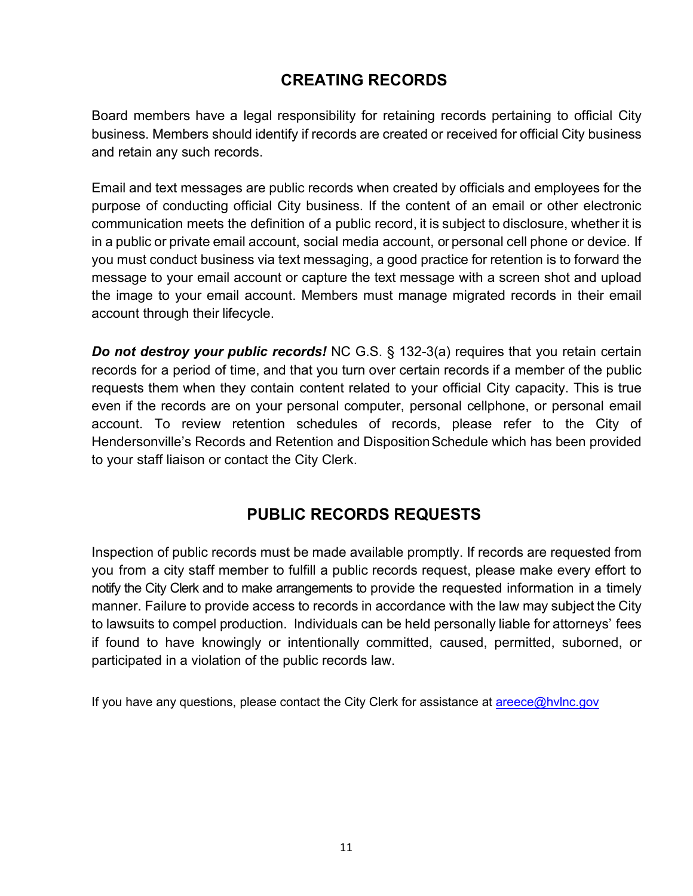## CREATING RECORDS

Board members have a legal responsibility for retaining records pertaining to official City business. Members should identify if records are created or received for official City business and retain any such records.

Email and text messages are public records when created by officials and employees for the purpose of conducting official City business. If the content of an email or other electronic communication meets the definition of a public record, it is subject to disclosure, whether it is in a public or private email account, social media account, or personal cell phone or device. If you must conduct business via text messaging, a good practice for retention is to forward the message to your email account or capture the text message with a screen shot and upload the image to your email account. Members must manage migrated records in their email account through their lifecycle.

***Do not destroy your public records!*** NC G.S. § 132-3(a) requires that you retain certain records for a period of time, and that you turn over certain records if a member of the public requests them when they contain content related to your official City capacity. This is true even if the records are on your personal computer, personal cellphone, or personal email account. To review retention schedules of records, please refer to the City of Hendersonville's Records and Retention and Disposition Schedule which has been provided to your staff liaison or contact the City Clerk.

## PUBLIC RECORDS REQUESTS

Inspection of public records must be made available promptly. If records are requested from you from a city staff member to fulfill a public records request, please make every effort to notify the City Clerk and to make arrangements to provide the requested information in a timely manner. Failure to provide access to records in accordance with the law may subject the City to lawsuits to compel production. Individuals can be held personally liable for attorneys' fees if found to have knowingly or intentionally committed, caused, permitted, suborned, or participated in a violation of the public records law.

If you have any questions, please contact the City Clerk for assistance at areece@hvlnc.gov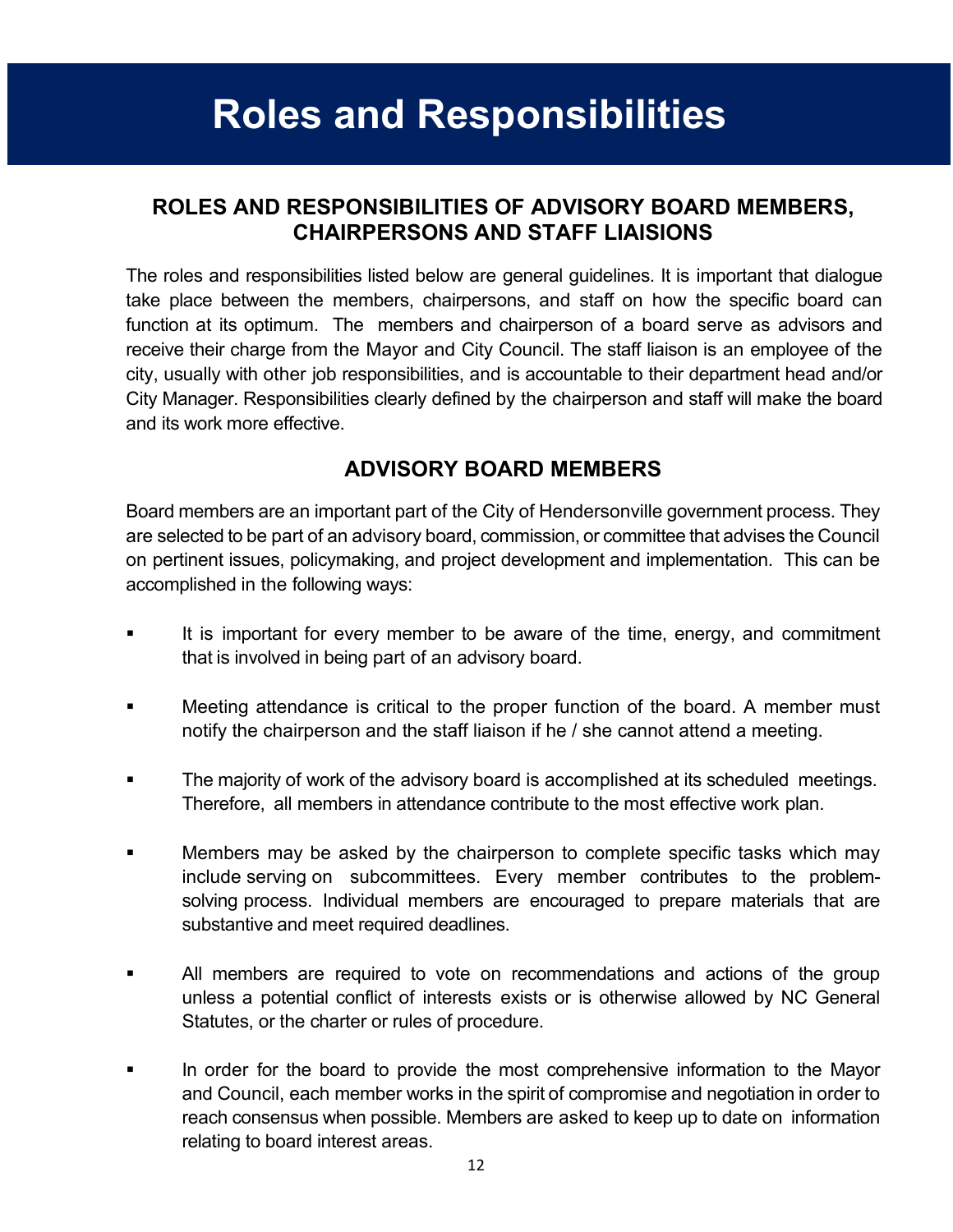# Roles and Responsibilities

## ROLES AND RESPONSIBILITIES OF ADVISORY BOARD MEMBERS, CHAIRPERSONS AND STAFF LIAISIONS

The roles and responsibilities listed below are general guidelines. It is important that dialogue take place between the members, chairpersons, and staff on how the specific board can function at its optimum. The members and chairperson of a board serve as advisors and receive their charge from the Mayor and City Council. The staff liaison is an employee of the city, usually with other job responsibilities, and is accountable to their department head and/or City Manager. Responsibilities clearly defined by the chairperson and staff will make the board and its work more effective.

## ADVISORY BOARD MEMBERS

Board members are an important part of the City of Hendersonville government process. They are selected to be part of an advisory board, commission, or committee that advises the Council on pertinent issues, policymaking, and project development and implementation. This can be accomplished in the following ways:

- It is important for every member to be aware of the time, energy, and commitment that is involved in being part of an advisory board.
- Meeting attendance is critical to the proper function of the board. A member must notify the chairperson and the staff liaison if he / she cannot attend a meeting.
- The majority of work of the advisory board is accomplished at its scheduled meetings. Therefore, all members in attendance contribute to the most effective work plan.
- Members may be asked by the chairperson to complete specific tasks which may include serving on subcommittees. Every member contributes to the problem-solving process. Individual members are encouraged to prepare materials that are substantive and meet required deadlines.
- All members are required to vote on recommendations and actions of the group unless a potential conflict of interests exists or is otherwise allowed by NC General Statutes, or the charter or rules of procedure.
- In order for the board to provide the most comprehensive information to the Mayor and Council, each member works in the spirit of compromise and negotiation in order to reach consensus when possible. Members are asked to keep up to date on information relating to board interest areas.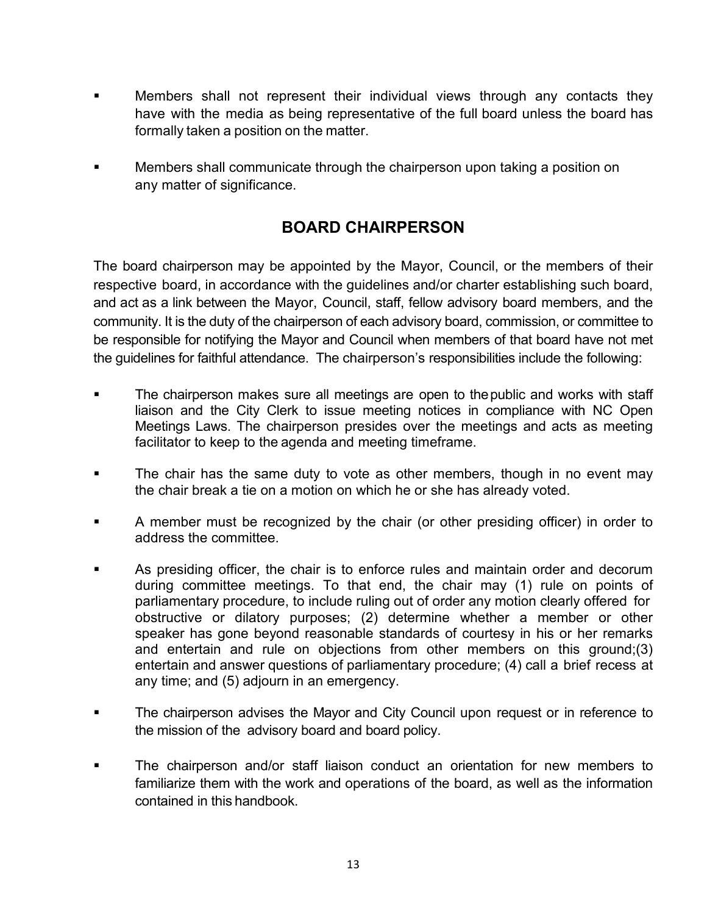- Members shall not represent their individual views through any contacts they have with the media as being representative of the full board unless the board has formally taken a position on the matter.
- Members shall communicate through the chairperson upon taking a position on any matter of significance.

## BOARD CHAIRPERSON

The board chairperson may be appointed by the Mayor, Council, or the members of their respective board, in accordance with the guidelines and/or charter establishing such board, and act as a link between the Mayor, Council, staff, fellow advisory board members, and the community. It is the duty of the chairperson of each advisory board, commission, or committee to be responsible for notifying the Mayor and Council when members of that board have not met the guidelines for faithful attendance. The chairperson's responsibilities include the following:

- The chairperson makes sure all meetings are open to the public and works with staff liaison and the City Clerk to issue meeting notices in compliance with NC Open Meetings Laws. The chairperson presides over the meetings and acts as meeting facilitator to keep to the agenda and meeting timeframe.
- The chair has the same duty to vote as other members, though in no event may the chair break a tie on a motion on which he or she has already voted.
- A member must be recognized by the chair (or other presiding officer) in order to address the committee.
- As presiding officer, the chair is to enforce rules and maintain order and decorum during committee meetings. To that end, the chair may (1) rule on points of parliamentary procedure, to include ruling out of order any motion clearly offered for obstructive or dilatory purposes; (2) determine whether a member or other speaker has gone beyond reasonable standards of courtesy in his or her remarks and entertain and rule on objections from other members on this ground;(3) entertain and answer questions of parliamentary procedure; (4) call a brief recess at any time; and (5) adjourn in an emergency.
- The chairperson advises the Mayor and City Council upon request or in reference to the mission of the advisory board and board policy.
- The chairperson and/or staff liaison conduct an orientation for new members to familiarize them with the work and operations of the board, as well as the information contained in this handbook.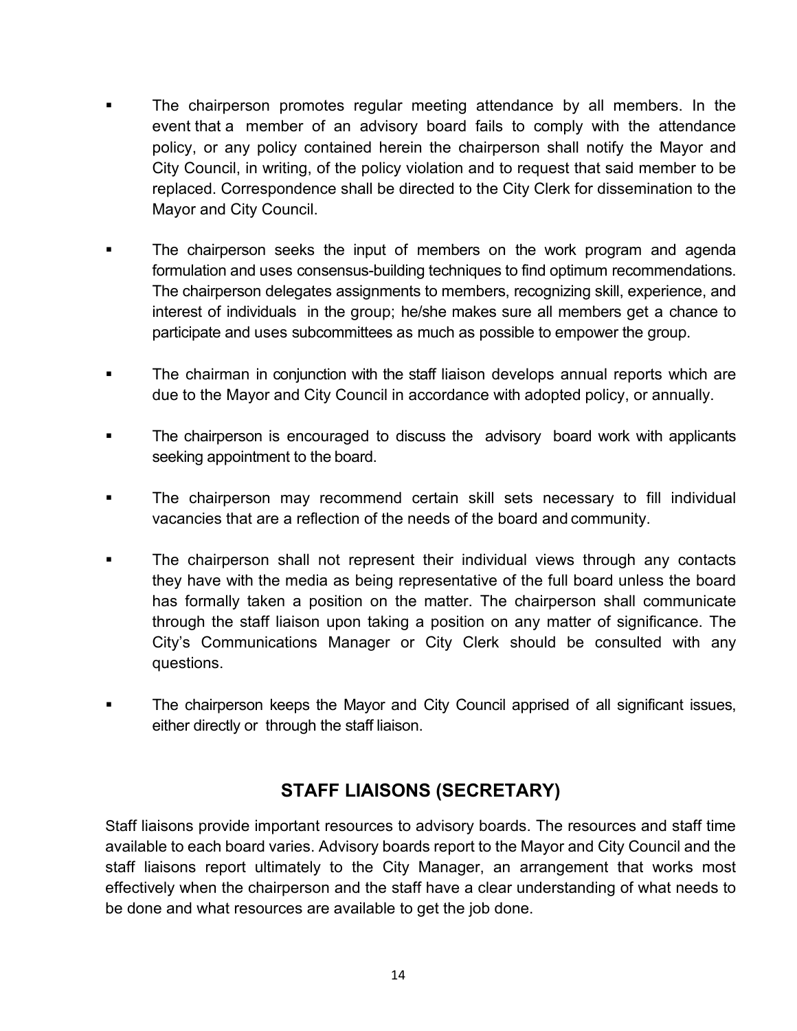- The chairperson promotes regular meeting attendance by all members. In the event that a member of an advisory board fails to comply with the attendance policy, or any policy contained herein the chairperson shall notify the Mayor and City Council, in writing, of the policy violation and to request that said member to be replaced. Correspondence shall be directed to the City Clerk for dissemination to the Mayor and City Council.

- The chairperson seeks the input of members on the work program and agenda formulation and uses consensus-building techniques to find optimum recommendations. The chairperson delegates assignments to members, recognizing skill, experience, and interest of individuals in the group; he/she makes sure all members get a chance to participate and uses subcommittees as much as possible to empower the group.

- The chairman in conjunction with the staff liaison develops annual reports which are due to the Mayor and City Council in accordance with adopted policy, or annually.

- The chairperson is encouraged to discuss the advisory board work with applicants seeking appointment to the board.

- The chairperson may recommend certain skill sets necessary to fill individual vacancies that are a reflection of the needs of the board and community.

- The chairperson shall not represent their individual views through any contacts they have with the media as being representative of the full board unless the board has formally taken a position on the matter. The chairperson shall communicate through the staff liaison upon taking a position on any matter of significance. The City's Communications Manager or City Clerk should be consulted with any questions.

- The chairperson keeps the Mayor and City Council apprised of all significant issues, either directly or through the staff liaison.

## STAFF LIAISONS (SECRETARY)

Staff liaisons provide important resources to advisory boards. The resources and staff time available to each board varies. Advisory boards report to the Mayor and City Council and the staff liaisons report ultimately to the City Manager, an arrangement that works most effectively when the chairperson and the staff have a clear understanding of what needs to be done and what resources are available to get the job done.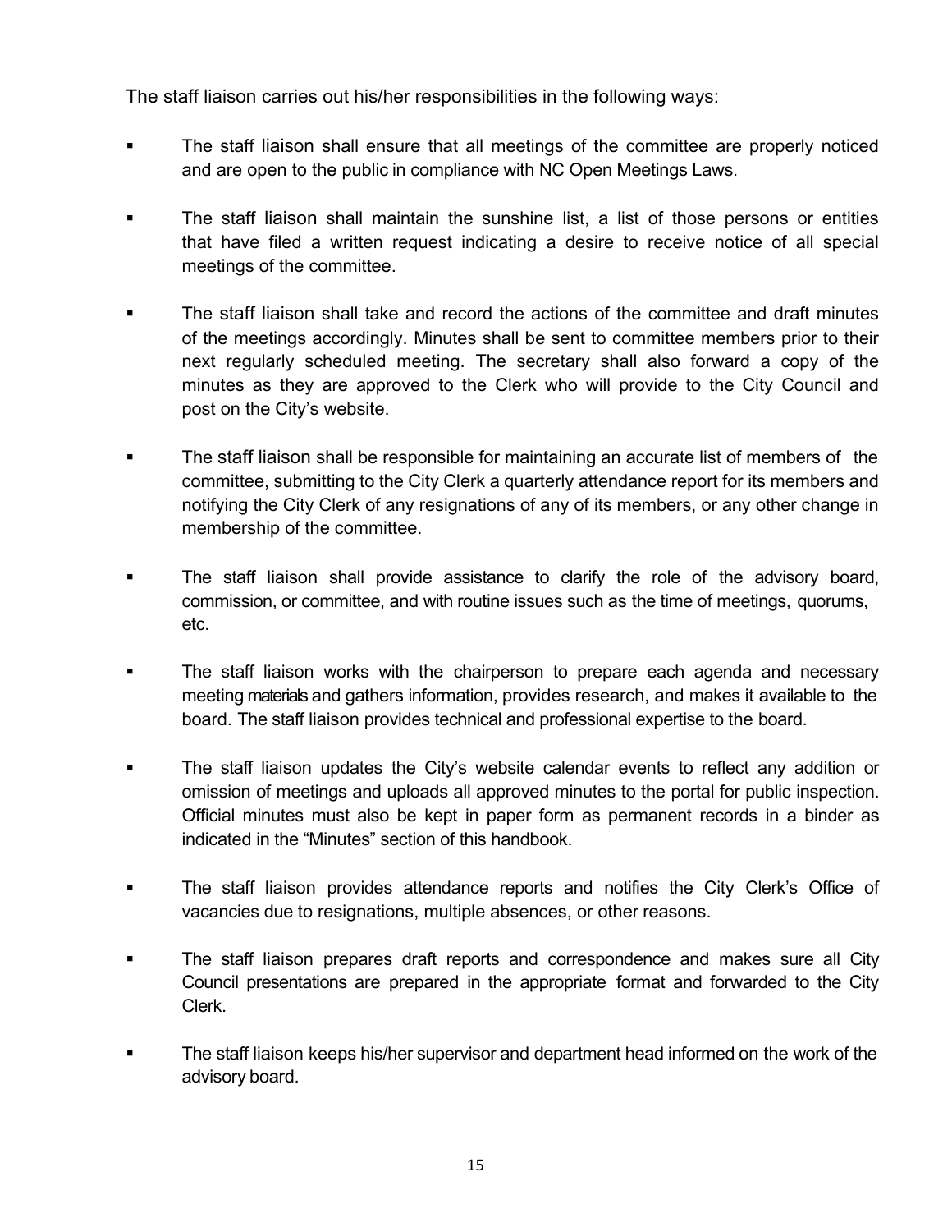The staff liaison carries out his/her responsibilities in the following ways:

- The staff liaison shall ensure that all meetings of the committee are properly noticed and are open to the public in compliance with NC Open Meetings Laws.
- The staff liaison shall maintain the sunshine list, a list of those persons or entities that have filed a written request indicating a desire to receive notice of all special meetings of the committee.
- The staff liaison shall take and record the actions of the committee and draft minutes of the meetings accordingly. Minutes shall be sent to committee members prior to their next regularly scheduled meeting. The secretary shall also forward a copy of the minutes as they are approved to the Clerk who will provide to the City Council and post on the City's website.
- The staff liaison shall be responsible for maintaining an accurate list of members of the committee, submitting to the City Clerk a quarterly attendance report for its members and notifying the City Clerk of any resignations of any of its members, or any other change in membership of the committee.
- The staff liaison shall provide assistance to clarify the role of the advisory board, commission, or committee, and with routine issues such as the time of meetings, quorums, etc.
- The staff liaison works with the chairperson to prepare each agenda and necessary meeting materials and gathers information, provides research, and makes it available to the board. The staff liaison provides technical and professional expertise to the board.
- The staff liaison updates the City's website calendar events to reflect any addition or omission of meetings and uploads all approved minutes to the portal for public inspection. Official minutes must also be kept in paper form as permanent records in a binder as indicated in the "Minutes" section of this handbook.
- The staff liaison provides attendance reports and notifies the City Clerk's Office of vacancies due to resignations, multiple absences, or other reasons.
- The staff liaison prepares draft reports and correspondence and makes sure all City Council presentations are prepared in the appropriate format and forwarded to the City Clerk.
- The staff liaison keeps his/her supervisor and department head informed on the work of the advisory board.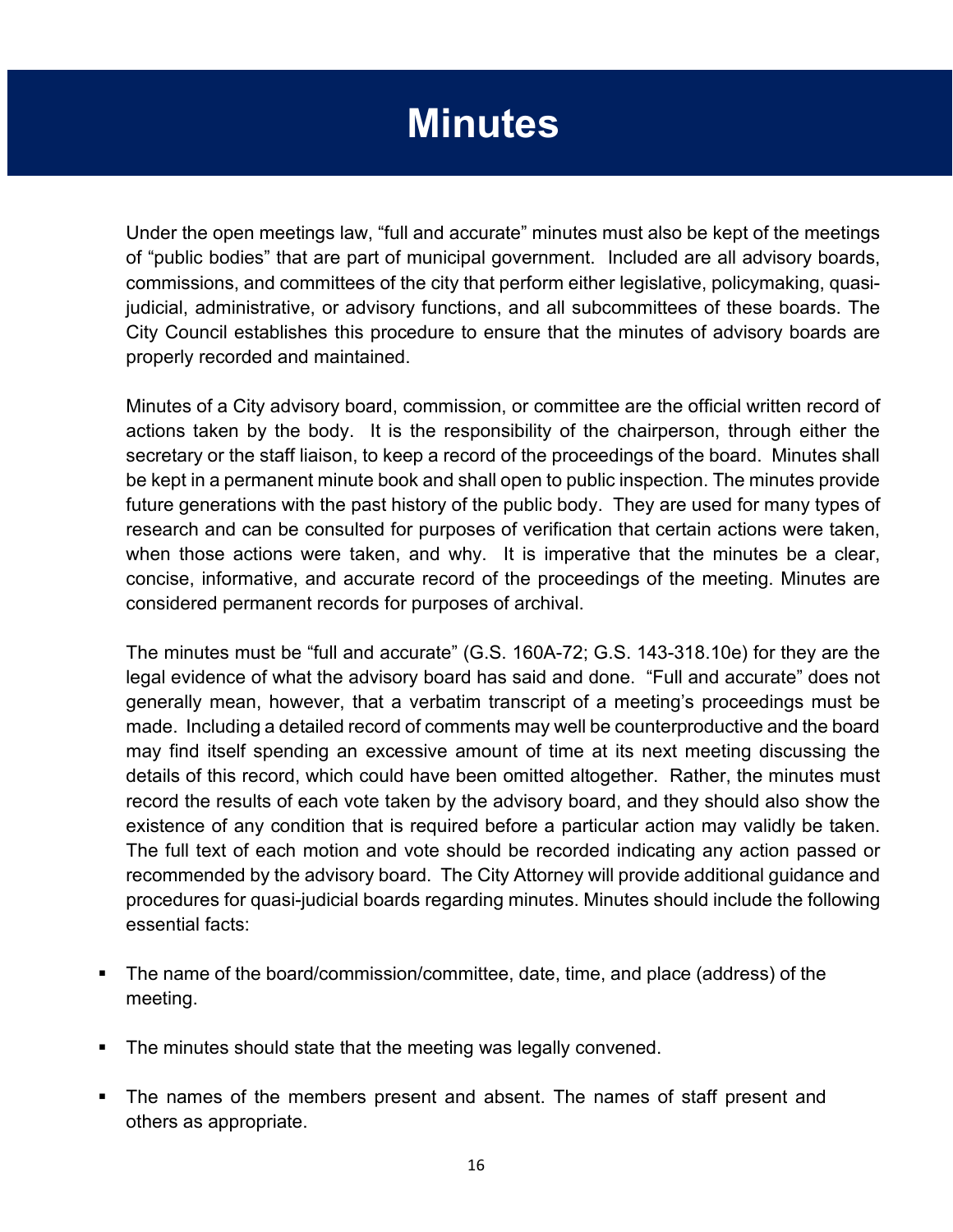# Minutes

Under the open meetings law, "full and accurate" minutes must also be kept of the meetings of "public bodies" that are part of municipal government. Included are all advisory boards, commissions, and committees of the city that perform either legislative, policymaking, quasi-judicial, administrative, or advisory functions, and all subcommittees of these boards. The City Council establishes this procedure to ensure that the minutes of advisory boards are properly recorded and maintained.

Minutes of a City advisory board, commission, or committee are the official written record of actions taken by the body. It is the responsibility of the chairperson, through either the secretary or the staff liaison, to keep a record of the proceedings of the board. Minutes shall be kept in a permanent minute book and shall open to public inspection. The minutes provide future generations with the past history of the public body. They are used for many types of research and can be consulted for purposes of verification that certain actions were taken, when those actions were taken, and why. It is imperative that the minutes be a clear, concise, informative, and accurate record of the proceedings of the meeting. Minutes are considered permanent records for purposes of archival.

The minutes must be "full and accurate" (G.S. 160A-72; G.S. 143-318.10e) for they are the legal evidence of what the advisory board has said and done. "Full and accurate" does not generally mean, however, that a verbatim transcript of a meeting's proceedings must be made. Including a detailed record of comments may well be counterproductive and the board may find itself spending an excessive amount of time at its next meeting discussing the details of this record, which could have been omitted altogether. Rather, the minutes must record the results of each vote taken by the advisory board, and they should also show the existence of any condition that is required before a particular action may validly be taken. The full text of each motion and vote should be recorded indicating any action passed or recommended by the advisory board. The City Attorney will provide additional guidance and procedures for quasi-judicial boards regarding minutes. Minutes should include the following essential facts:

- The name of the board/commission/committee, date, time, and place (address) of the meeting.
- The minutes should state that the meeting was legally convened.
- The names of the members present and absent. The names of staff present and others as appropriate.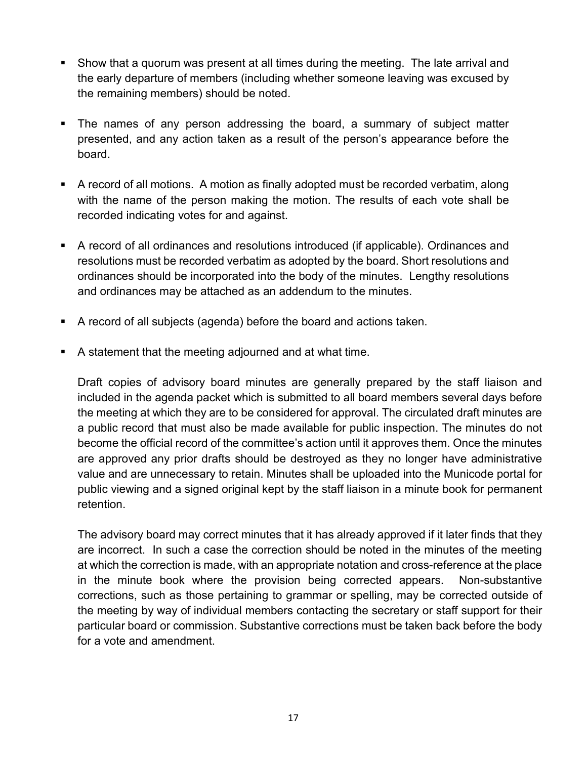- Show that a quorum was present at all times during the meeting. The late arrival and the early departure of members (including whether someone leaving was excused by the remaining members) should be noted.

- The names of any person addressing the board, a summary of subject matter presented, and any action taken as a result of the person's appearance before the board.

- A record of all motions. A motion as finally adopted must be recorded verbatim, along with the name of the person making the motion. The results of each vote shall be recorded indicating votes for and against.

- A record of all ordinances and resolutions introduced (if applicable). Ordinances and resolutions must be recorded verbatim as adopted by the board. Short resolutions and ordinances should be incorporated into the body of the minutes. Lengthy resolutions and ordinances may be attached as an addendum to the minutes.

- A record of all subjects (agenda) before the board and actions taken.

- A statement that the meeting adjourned and at what time.

Draft copies of advisory board minutes are generally prepared by the staff liaison and included in the agenda packet which is submitted to all board members several days before the meeting at which they are to be considered for approval. The circulated draft minutes are a public record that must also be made available for public inspection. The minutes do not become the official record of the committee's action until it approves them. Once the minutes are approved any prior drafts should be destroyed as they no longer have administrative value and are unnecessary to retain. Minutes shall be uploaded into the Municode portal for public viewing and a signed original kept by the staff liaison in a minute book for permanent retention.

The advisory board may correct minutes that it has already approved if it later finds that they are incorrect. In such a case the correction should be noted in the minutes of the meeting at which the correction is made, with an appropriate notation and cross-reference at the place in the minute book where the provision being corrected appears. Non-substantive corrections, such as those pertaining to grammar or spelling, may be corrected outside of the meeting by way of individual members contacting the secretary or staff support for their particular board or commission. Substantive corrections must be taken back before the body for a vote and amendment.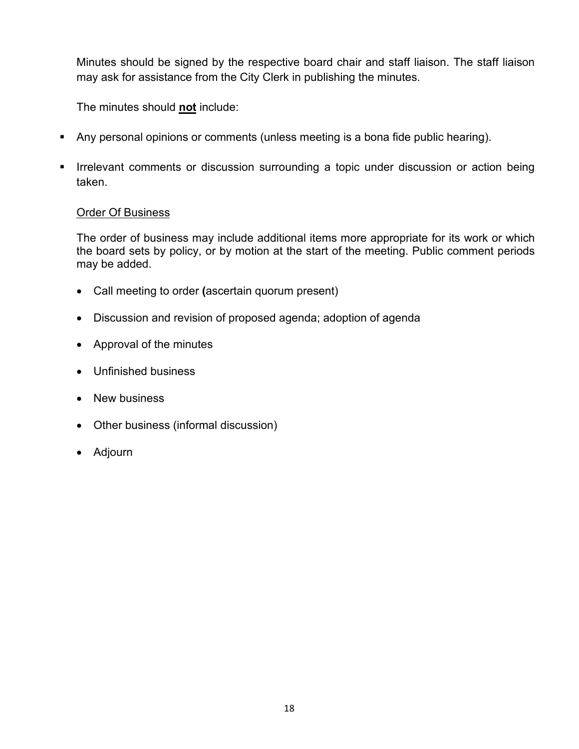Minutes should be signed by the respective board chair and staff liaison. The staff liaison may ask for assistance from the City Clerk in publishing the minutes.

The minutes should **not** include:

- Any personal opinions or comments (unless meeting is a bona fide public hearing).
- Irrelevant comments or discussion surrounding a topic under discussion or action being taken.

Order Of Business

The order of business may include additional items more appropriate for its work or which the board sets by policy, or by motion at the start of the meeting. Public comment periods may be added.

- Call meeting to order **(**ascertain quorum present)
- Discussion and revision of proposed agenda; adoption of agenda
- Approval of the minutes
- Unfinished business
- New business
- Other business (informal discussion)
- Adjourn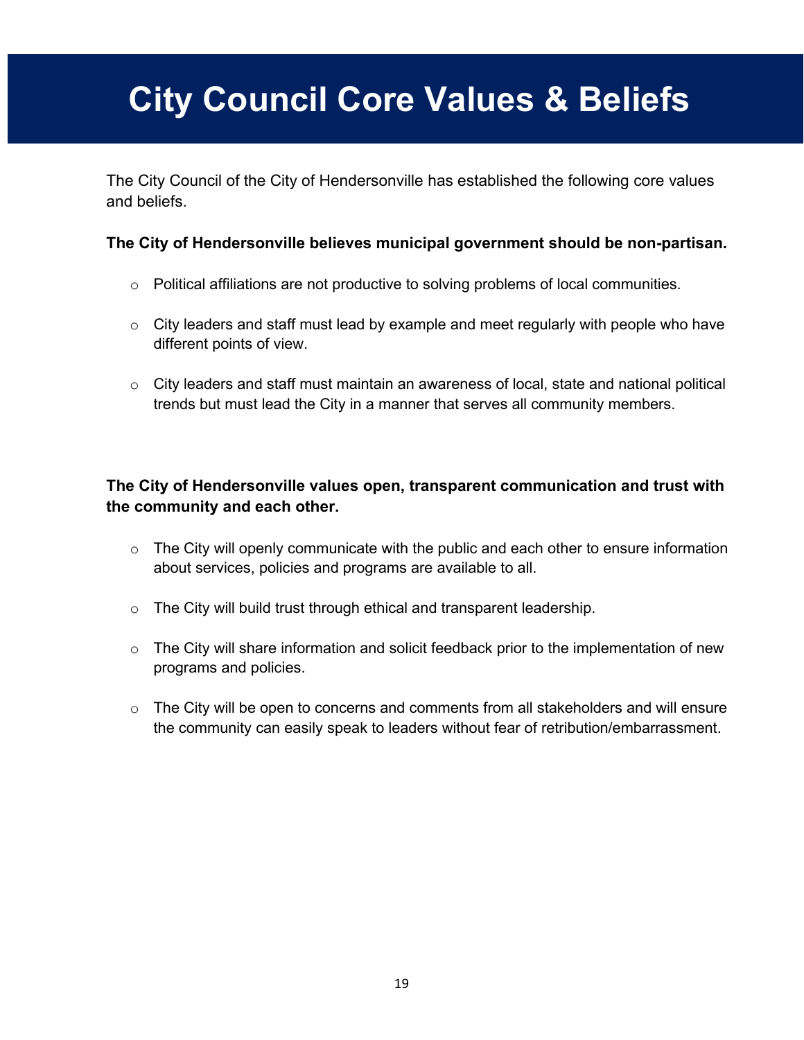# City Council Core Values & Beliefs

The City Council of the City of Hendersonville has established the following core values and beliefs.

**The City of Hendersonville believes municipal government should be non-partisan.**

- Political affiliations are not productive to solving problems of local communities.
- City leaders and staff must lead by example and meet regularly with people who have different points of view.
- City leaders and staff must maintain an awareness of local, state and national political trends but must lead the City in a manner that serves all community members.

**The City of Hendersonville values open, transparent communication and trust with the community and each other.**

- The City will openly communicate with the public and each other to ensure information about services, policies and programs are available to all.
- The City will build trust through ethical and transparent leadership.
- The City will share information and solicit feedback prior to the implementation of new programs and policies.
- The City will be open to concerns and comments from all stakeholders and will ensure the community can easily speak to leaders without fear of retribution/embarrassment.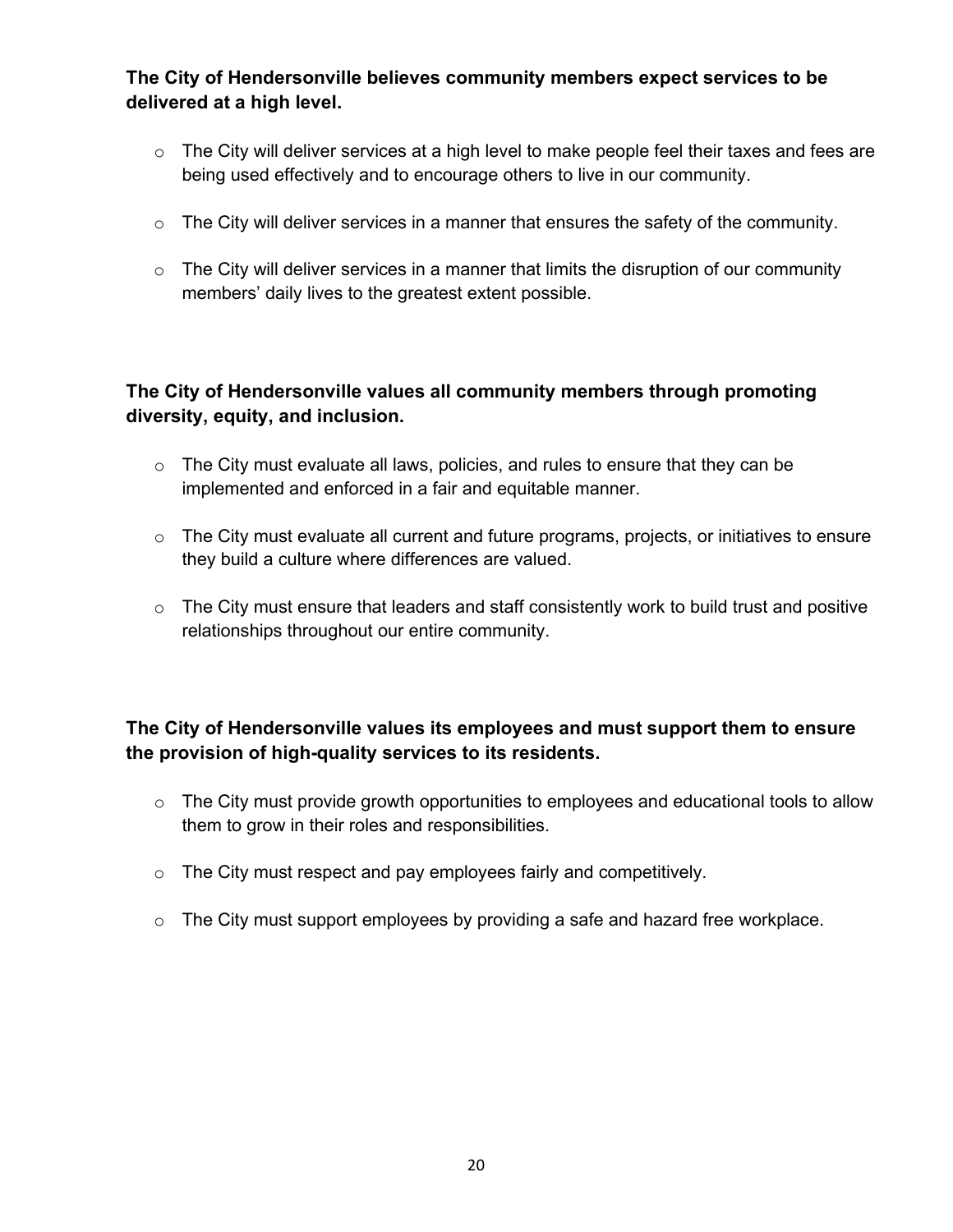**The City of Hendersonville believes community members expect services to be delivered at a high level.**

- The City will deliver services at a high level to make people feel their taxes and fees are being used effectively and to encourage others to live in our community.
- The City will deliver services in a manner that ensures the safety of the community.
- The City will deliver services in a manner that limits the disruption of our community members' daily lives to the greatest extent possible.

**The City of Hendersonville values all community members through promoting diversity, equity, and inclusion.**

- The City must evaluate all laws, policies, and rules to ensure that they can be implemented and enforced in a fair and equitable manner.
- The City must evaluate all current and future programs, projects, or initiatives to ensure they build a culture where differences are valued.
- The City must ensure that leaders and staff consistently work to build trust and positive relationships throughout our entire community.

**The City of Hendersonville values its employees and must support them to ensure the provision of high-quality services to its residents.**

- The City must provide growth opportunities to employees and educational tools to allow them to grow in their roles and responsibilities.
- The City must respect and pay employees fairly and competitively.
- The City must support employees by providing a safe and hazard free workplace.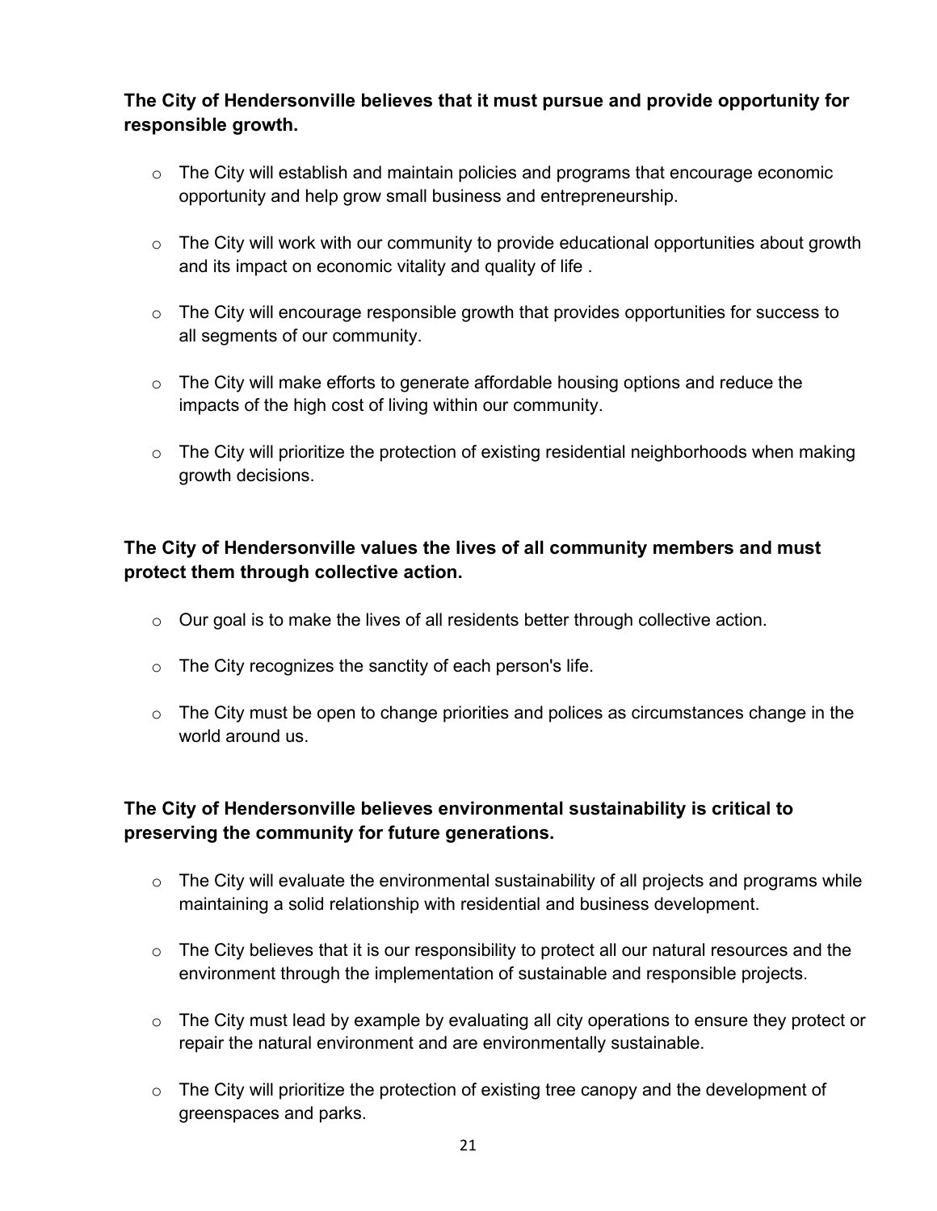**The City of Hendersonville believes that it must pursue and provide opportunity for responsible growth.**

- The City will establish and maintain policies and programs that encourage economic opportunity and help grow small business and entrepreneurship.
- The City will work with our community to provide educational opportunities about growth and its impact on economic vitality and quality of life .
- The City will encourage responsible growth that provides opportunities for success to all segments of our community.
- The City will make efforts to generate affordable housing options and reduce the impacts of the high cost of living within our community.
- The City will prioritize the protection of existing residential neighborhoods when making growth decisions.

**The City of Hendersonville values the lives of all community members and must protect them through collective action.**

- Our goal is to make the lives of all residents better through collective action.
- The City recognizes the sanctity of each person's life.
- The City must be open to change priorities and polices as circumstances change in the world around us.

**The City of Hendersonville believes environmental sustainability is critical to preserving the community for future generations.**

- The City will evaluate the environmental sustainability of all projects and programs while maintaining a solid relationship with residential and business development.
- The City believes that it is our responsibility to protect all our natural resources and the environment through the implementation of sustainable and responsible projects.
- The City must lead by example by evaluating all city operations to ensure they protect or repair the natural environment and are environmentally sustainable.
- The City will prioritize the protection of existing tree canopy and the development of greenspaces and parks.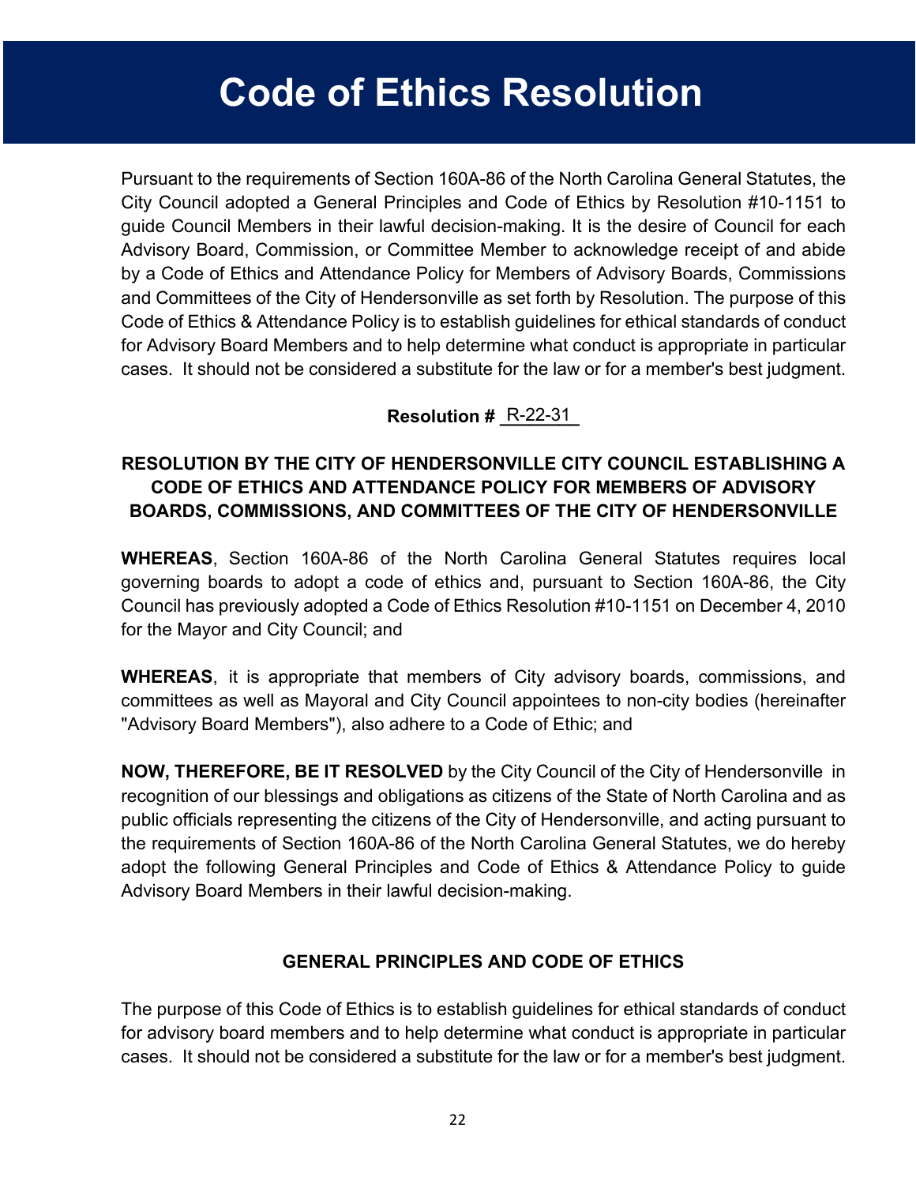# Code of Ethics Resolution

Pursuant to the requirements of Section 160A-86 of the North Carolina General Statutes, the City Council adopted a General Principles and Code of Ethics by Resolution #10-1151 to guide Council Members in their lawful decision-making. It is the desire of Council for each Advisory Board, Commission, or Committee Member to acknowledge receipt of and abide by a Code of Ethics and Attendance Policy for Members of Advisory Boards, Commissions and Committees of the City of Hendersonville as set forth by Resolution. The purpose of this Code of Ethics & Attendance Policy is to establish guidelines for ethical standards of conduct for Advisory Board Members and to help determine what conduct is appropriate in particular cases. It should not be considered a substitute for the law or for a member's best judgment.

**Resolution #** R-22-31

**RESOLUTION BY THE CITY OF HENDERSONVILLE CITY COUNCIL ESTABLISHING A CODE OF ETHICS AND ATTENDANCE POLICY FOR MEMBERS OF ADVISORY BOARDS, COMMISSIONS, AND COMMITTEES OF THE CITY OF HENDERSONVILLE**

**WHEREAS**, Section 160A-86 of the North Carolina General Statutes requires local governing boards to adopt a code of ethics and, pursuant to Section 160A-86, the City Council has previously adopted a Code of Ethics Resolution #10-1151 on December 4, 2010 for the Mayor and City Council; and

**WHEREAS**, it is appropriate that members of City advisory boards, commissions, and committees as well as Mayoral and City Council appointees to non-city bodies (hereinafter "Advisory Board Members"), also adhere to a Code of Ethic; and

**NOW, THEREFORE, BE IT RESOLVED** by the City Council of the City of Hendersonville in recognition of our blessings and obligations as citizens of the State of North Carolina and as public officials representing the citizens of the City of Hendersonville, and acting pursuant to the requirements of Section 160A-86 of the North Carolina General Statutes, we do hereby adopt the following General Principles and Code of Ethics & Attendance Policy to guide Advisory Board Members in their lawful decision-making.

**GENERAL PRINCIPLES AND CODE OF ETHICS**

The purpose of this Code of Ethics is to establish guidelines for ethical standards of conduct for advisory board members and to help determine what conduct is appropriate in particular cases. It should not be considered a substitute for the law or for a member's best judgment.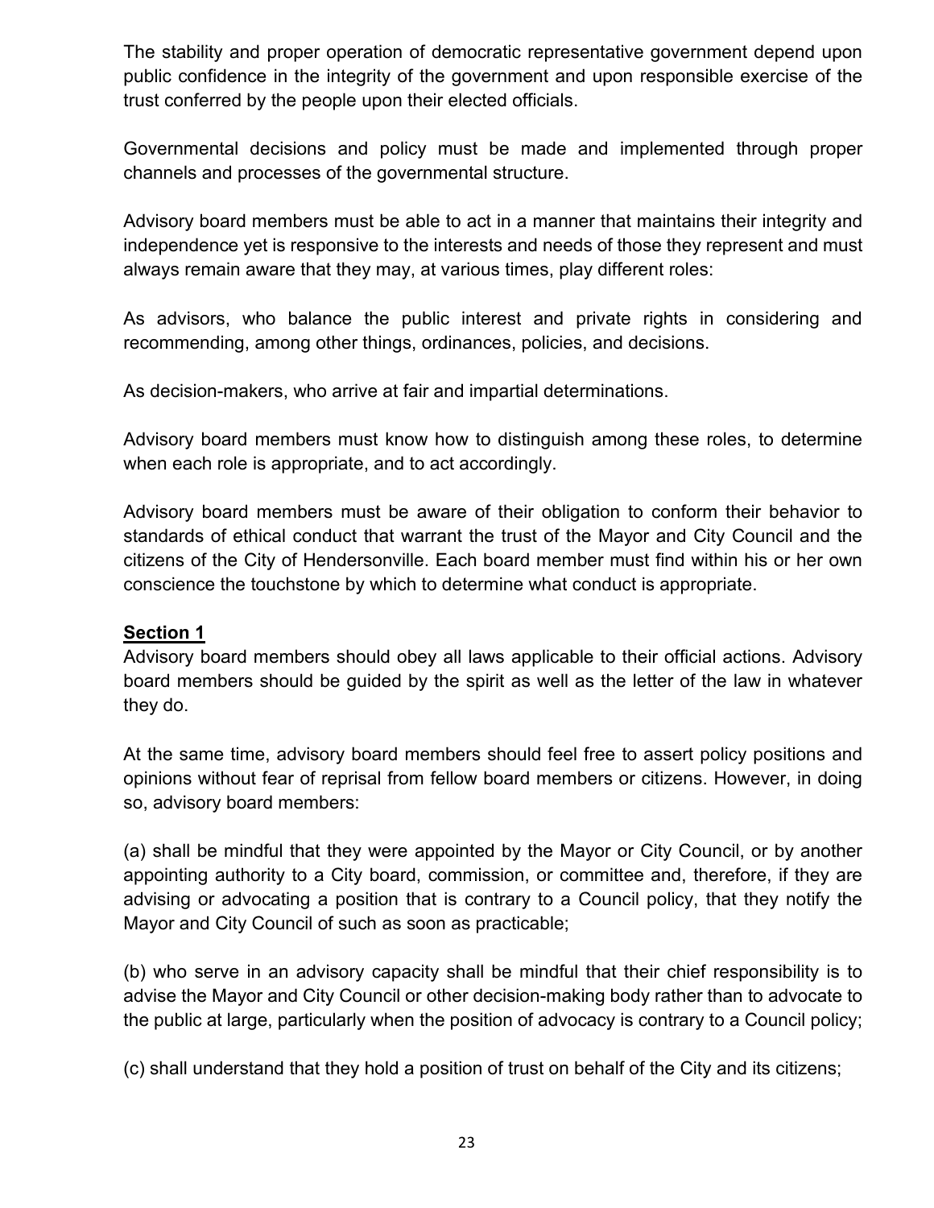The stability and proper operation of democratic representative government depend upon public confidence in the integrity of the government and upon responsible exercise of the trust conferred by the people upon their elected officials.

Governmental decisions and policy must be made and implemented through proper channels and processes of the governmental structure.

Advisory board members must be able to act in a manner that maintains their integrity and independence yet is responsive to the interests and needs of those they represent and must always remain aware that they may, at various times, play different roles:

As advisors, who balance the public interest and private rights in considering and recommending, among other things, ordinances, policies, and decisions.

As decision-makers, who arrive at fair and impartial determinations.

Advisory board members must know how to distinguish among these roles, to determine when each role is appropriate, and to act accordingly.

Advisory board members must be aware of their obligation to conform their behavior to standards of ethical conduct that warrant the trust of the Mayor and City Council and the citizens of the City of Hendersonville. Each board member must find within his or her own conscience the touchstone by which to determine what conduct is appropriate.

## Section 1

Advisory board members should obey all laws applicable to their official actions. Advisory board members should be guided by the spirit as well as the letter of the law in whatever they do.

At the same time, advisory board members should feel free to assert policy positions and opinions without fear of reprisal from fellow board members or citizens. However, in doing so, advisory board members:

(a) shall be mindful that they were appointed by the Mayor or City Council, or by another appointing authority to a City board, commission, or committee and, therefore, if they are advising or advocating a position that is contrary to a Council policy, that they notify the Mayor and City Council of such as soon as practicable;

(b) who serve in an advisory capacity shall be mindful that their chief responsibility is to advise the Mayor and City Council or other decision-making body rather than to advocate to the public at large, particularly when the position of advocacy is contrary to a Council policy;

(c) shall understand that they hold a position of trust on behalf of the City and its citizens;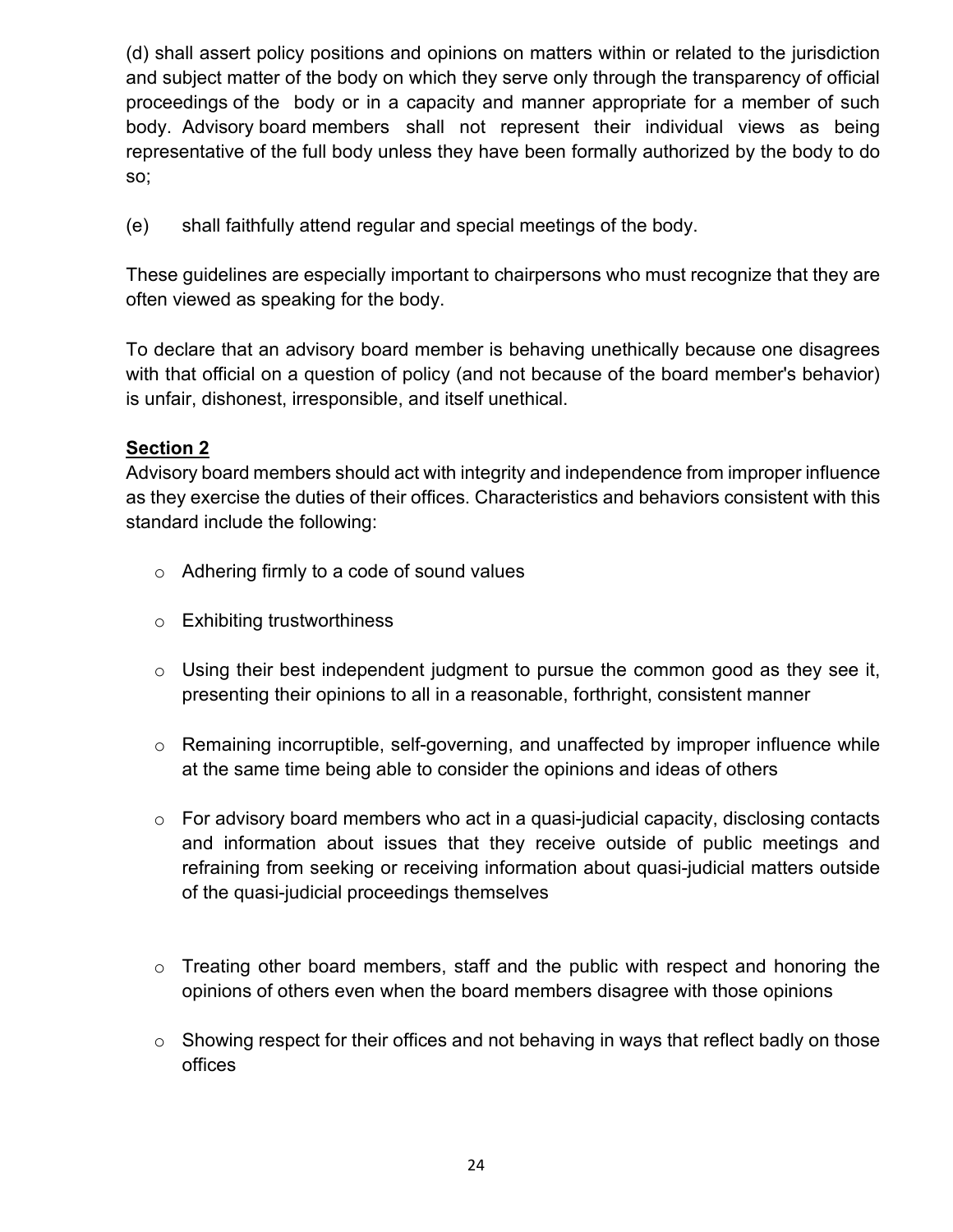(d) shall assert policy positions and opinions on matters within or related to the jurisdiction and subject matter of the body on which they serve only through the transparency of official proceedings of the body or in a capacity and manner appropriate for a member of such body. Advisory board members shall not represent their individual views as being representative of the full body unless they have been formally authorized by the body to do so;

(e) shall faithfully attend regular and special meetings of the body.

These guidelines are especially important to chairpersons who must recognize that they are often viewed as speaking for the body.

To declare that an advisory board member is behaving unethically because one disagrees with that official on a question of policy (and not because of the board member's behavior) is unfair, dishonest, irresponsible, and itself unethical.

**Section 2**

Advisory board members should act with integrity and independence from improper influence as they exercise the duties of their offices. Characteristics and behaviors consistent with this standard include the following:

- Adhering firmly to a code of sound values
- Exhibiting trustworthiness
- Using their best independent judgment to pursue the common good as they see it, presenting their opinions to all in a reasonable, forthright, consistent manner
- Remaining incorruptible, self-governing, and unaffected by improper influence while at the same time being able to consider the opinions and ideas of others
- For advisory board members who act in a quasi-judicial capacity, disclosing contacts and information about issues that they receive outside of public meetings and refraining from seeking or receiving information about quasi-judicial matters outside of the quasi-judicial proceedings themselves
- Treating other board members, staff and the public with respect and honoring the opinions of others even when the board members disagree with those opinions
- Showing respect for their offices and not behaving in ways that reflect badly on those offices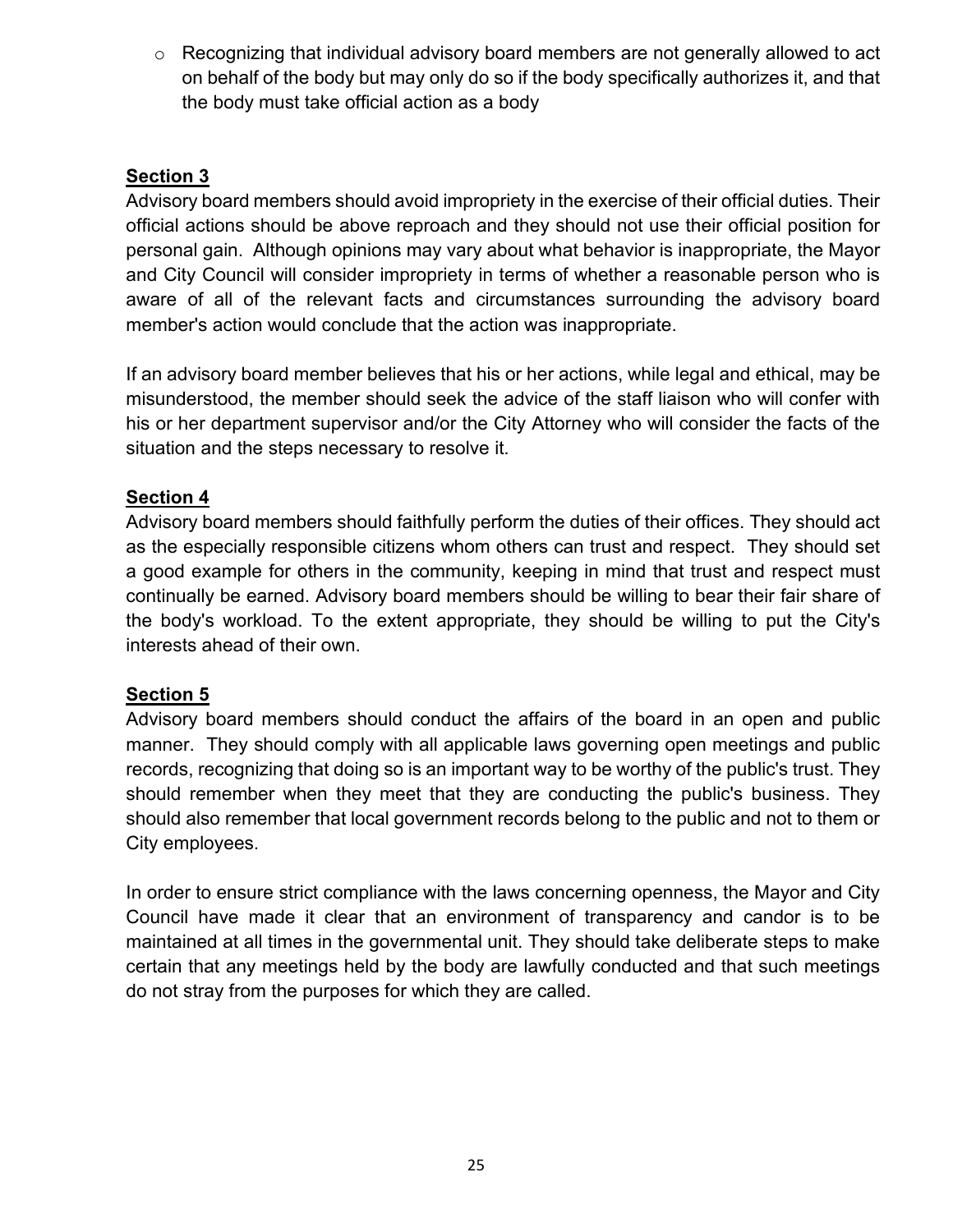- Recognizing that individual advisory board members are not generally allowed to act on behalf of the body but may only do so if the body specifically authorizes it, and that the body must take official action as a body

**Section 3**

Advisory board members should avoid impropriety in the exercise of their official duties. Their official actions should be above reproach and they should not use their official position for personal gain. Although opinions may vary about what behavior is inappropriate, the Mayor and City Council will consider impropriety in terms of whether a reasonable person who is aware of all of the relevant facts and circumstances surrounding the advisory board member's action would conclude that the action was inappropriate.

If an advisory board member believes that his or her actions, while legal and ethical, may be misunderstood, the member should seek the advice of the staff liaison who will confer with his or her department supervisor and/or the City Attorney who will consider the facts of the situation and the steps necessary to resolve it.

**Section 4**

Advisory board members should faithfully perform the duties of their offices. They should act as the especially responsible citizens whom others can trust and respect. They should set a good example for others in the community, keeping in mind that trust and respect must continually be earned. Advisory board members should be willing to bear their fair share of the body's workload. To the extent appropriate, they should be willing to put the City's interests ahead of their own.

**Section 5**

Advisory board members should conduct the affairs of the board in an open and public manner. They should comply with all applicable laws governing open meetings and public records, recognizing that doing so is an important way to be worthy of the public's trust. They should remember when they meet that they are conducting the public's business. They should also remember that local government records belong to the public and not to them or City employees.

In order to ensure strict compliance with the laws concerning openness, the Mayor and City Council have made it clear that an environment of transparency and candor is to be maintained at all times in the governmental unit. They should take deliberate steps to make certain that any meetings held by the body are lawfully conducted and that such meetings do not stray from the purposes for which they are called.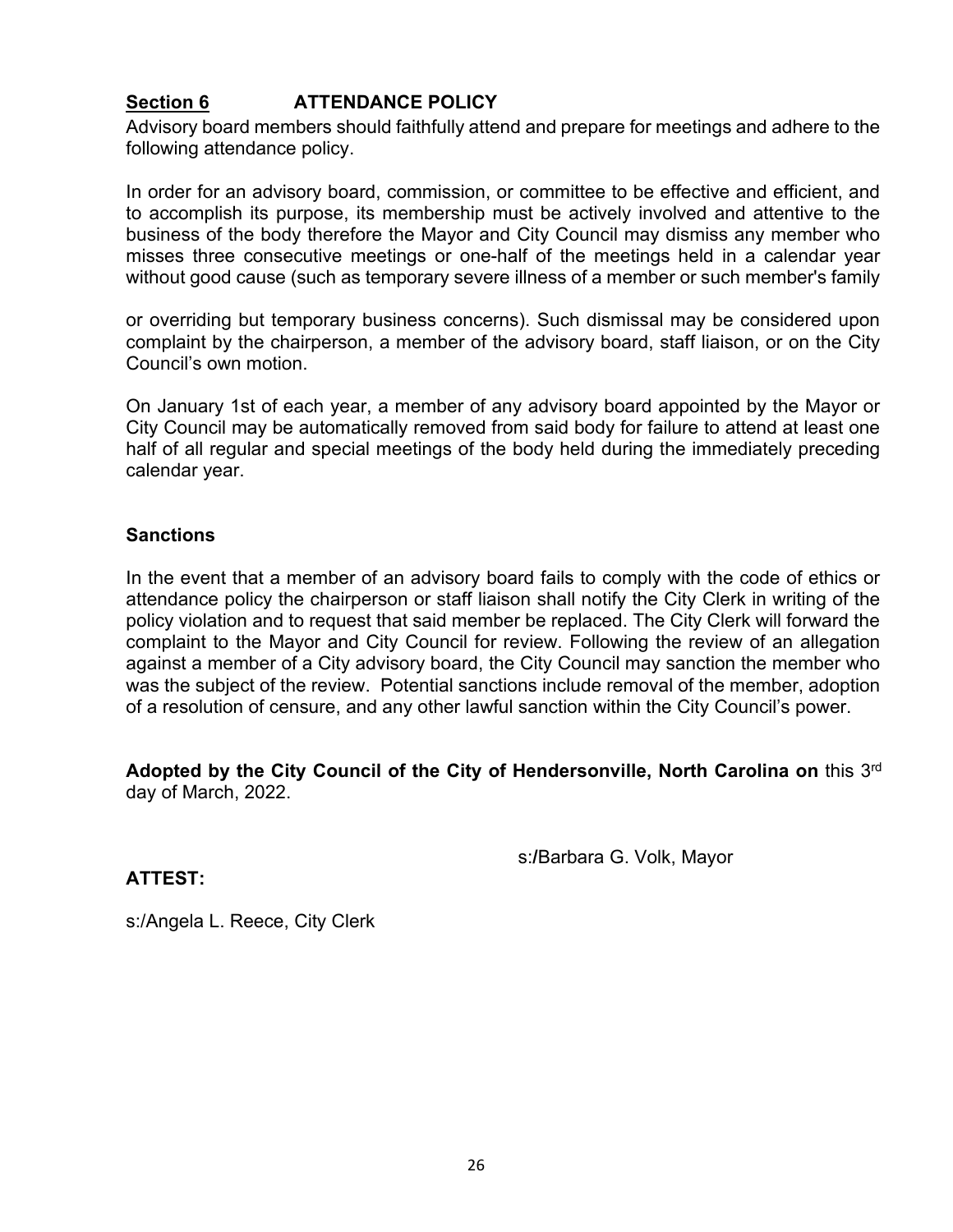## Section 6 ATTENDANCE POLICY

Advisory board members should faithfully attend and prepare for meetings and adhere to the following attendance policy.

In order for an advisory board, commission, or committee to be effective and efficient, and to accomplish its purpose, its membership must be actively involved and attentive to the business of the body therefore the Mayor and City Council may dismiss any member who misses three consecutive meetings or one-half of the meetings held in a calendar year without good cause (such as temporary severe illness of a member or such member's family or overriding but temporary business concerns). Such dismissal may be considered upon complaint by the chairperson, a member of the advisory board, staff liaison, or on the City Council's own motion.

On January 1st of each year, a member of any advisory board appointed by the Mayor or City Council may be automatically removed from said body for failure to attend at least one half of all regular and special meetings of the body held during the immediately preceding calendar year.

### Sanctions

In the event that a member of an advisory board fails to comply with the code of ethics or attendance policy the chairperson or staff liaison shall notify the City Clerk in writing of the policy violation and to request that said member be replaced. The City Clerk will forward the complaint to the Mayor and City Council for review. Following the review of an allegation against a member of a City advisory board, the City Council may sanction the member who was the subject of the review. Potential sanctions include removal of the member, adoption of a resolution of censure, and any other lawful sanction within the City Council's power.

**Adopted by the City Council of the City of Hendersonville, North Carolina on** this 3rd day of March, 2022.

s:/Barbara G. Volk, Mayor

**ATTEST:**

s:/Angela L. Reece, City Clerk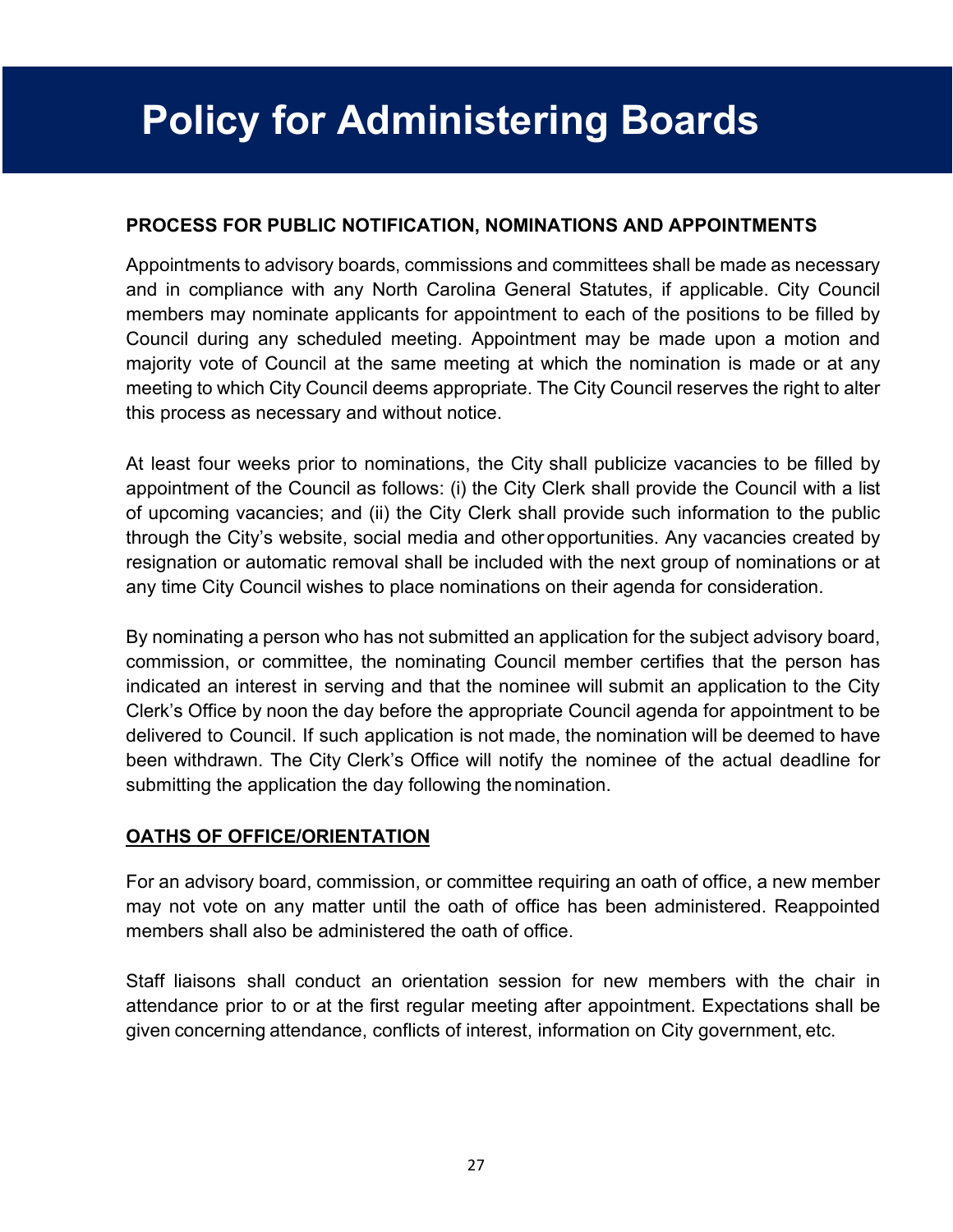# Policy for Administering Boards

**PROCESS FOR PUBLIC NOTIFICATION, NOMINATIONS AND APPOINTMENTS**

Appointments to advisory boards, commissions and committees shall be made as necessary and in compliance with any North Carolina General Statutes, if applicable. City Council members may nominate applicants for appointment to each of the positions to be filled by Council during any scheduled meeting. Appointment may be made upon a motion and majority vote of Council at the same meeting at which the nomination is made or at any meeting to which City Council deems appropriate. The City Council reserves the right to alter this process as necessary and without notice.

At least four weeks prior to nominations, the City shall publicize vacancies to be filled by appointment of the Council as follows: (i) the City Clerk shall provide the Council with a list of upcoming vacancies; and (ii) the City Clerk shall provide such information to the public through the City's website, social media and other opportunities. Any vacancies created by resignation or automatic removal shall be included with the next group of nominations or at any time City Council wishes to place nominations on their agenda for consideration.

By nominating a person who has not submitted an application for the subject advisory board, commission, or committee, the nominating Council member certifies that the person has indicated an interest in serving and that the nominee will submit an application to the City Clerk's Office by noon the day before the appropriate Council agenda for appointment to be delivered to Council. If such application is not made, the nomination will be deemed to have been withdrawn. The City Clerk's Office will notify the nominee of the actual deadline for submitting the application the day following the nomination.

**<u>OATHS OF OFFICE/ORIENTATION</u>**

For an advisory board, commission, or committee requiring an oath of office, a new member may not vote on any matter until the oath of office has been administered. Reappointed members shall also be administered the oath of office.

Staff liaisons shall conduct an orientation session for new members with the chair in attendance prior to or at the first regular meeting after appointment. Expectations shall be given concerning attendance, conflicts of interest, information on City government, etc.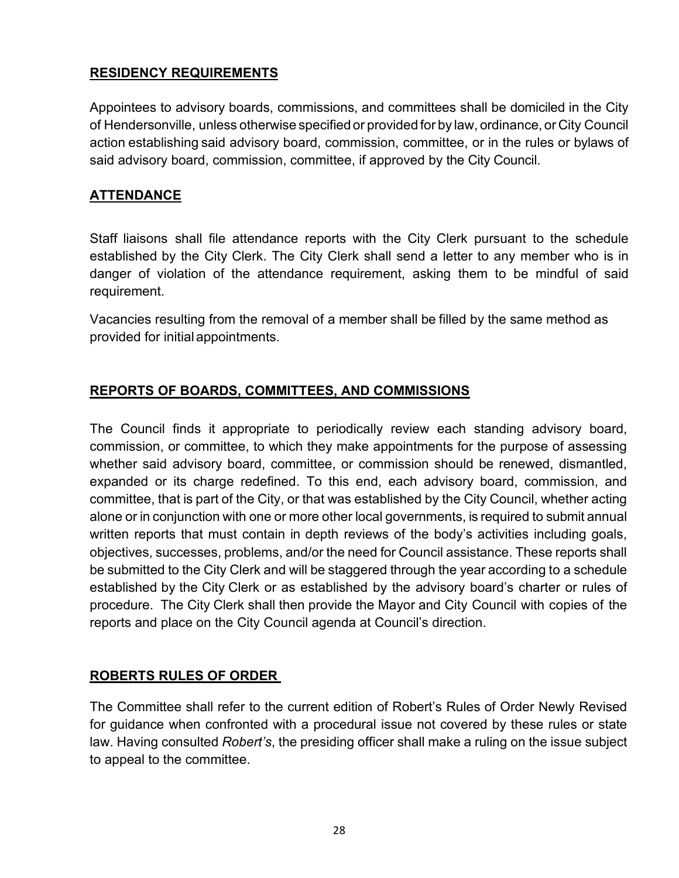## **RESIDENCY REQUIREMENTS**

Appointees to advisory boards, commissions, and committees shall be domiciled in the City of Hendersonville, unless otherwise specified or provided for by law, ordinance, or City Council action establishing said advisory board, commission, committee, or in the rules or bylaws of said advisory board, commission, committee, if approved by the City Council.

## **ATTENDANCE**

Staff liaisons shall file attendance reports with the City Clerk pursuant to the schedule established by the City Clerk. The City Clerk shall send a letter to any member who is in danger of violation of the attendance requirement, asking them to be mindful of said requirement.

Vacancies resulting from the removal of a member shall be filled by the same method as provided for initial appointments.

## **REPORTS OF BOARDS, COMMITTEES, AND COMMISSIONS**

The Council finds it appropriate to periodically review each standing advisory board, commission, or committee, to which they make appointments for the purpose of assessing whether said advisory board, committee, or commission should be renewed, dismantled, expanded or its charge redefined. To this end, each advisory board, commission, and committee, that is part of the City, or that was established by the City Council, whether acting alone or in conjunction with one or more other local governments, is required to submit annual written reports that must contain in depth reviews of the body's activities including goals, objectives, successes, problems, and/or the need for Council assistance. These reports shall be submitted to the City Clerk and will be staggered through the year according to a schedule established by the City Clerk or as established by the advisory board's charter or rules of procedure. The City Clerk shall then provide the Mayor and City Council with copies of the reports and place on the City Council agenda at Council's direction.

## **ROBERTS RULES OF ORDER**

The Committee shall refer to the current edition of Robert's Rules of Order Newly Revised for guidance when confronted with a procedural issue not covered by these rules or state law. Having consulted *Robert's*, the presiding officer shall make a ruling on the issue subject to appeal to the committee.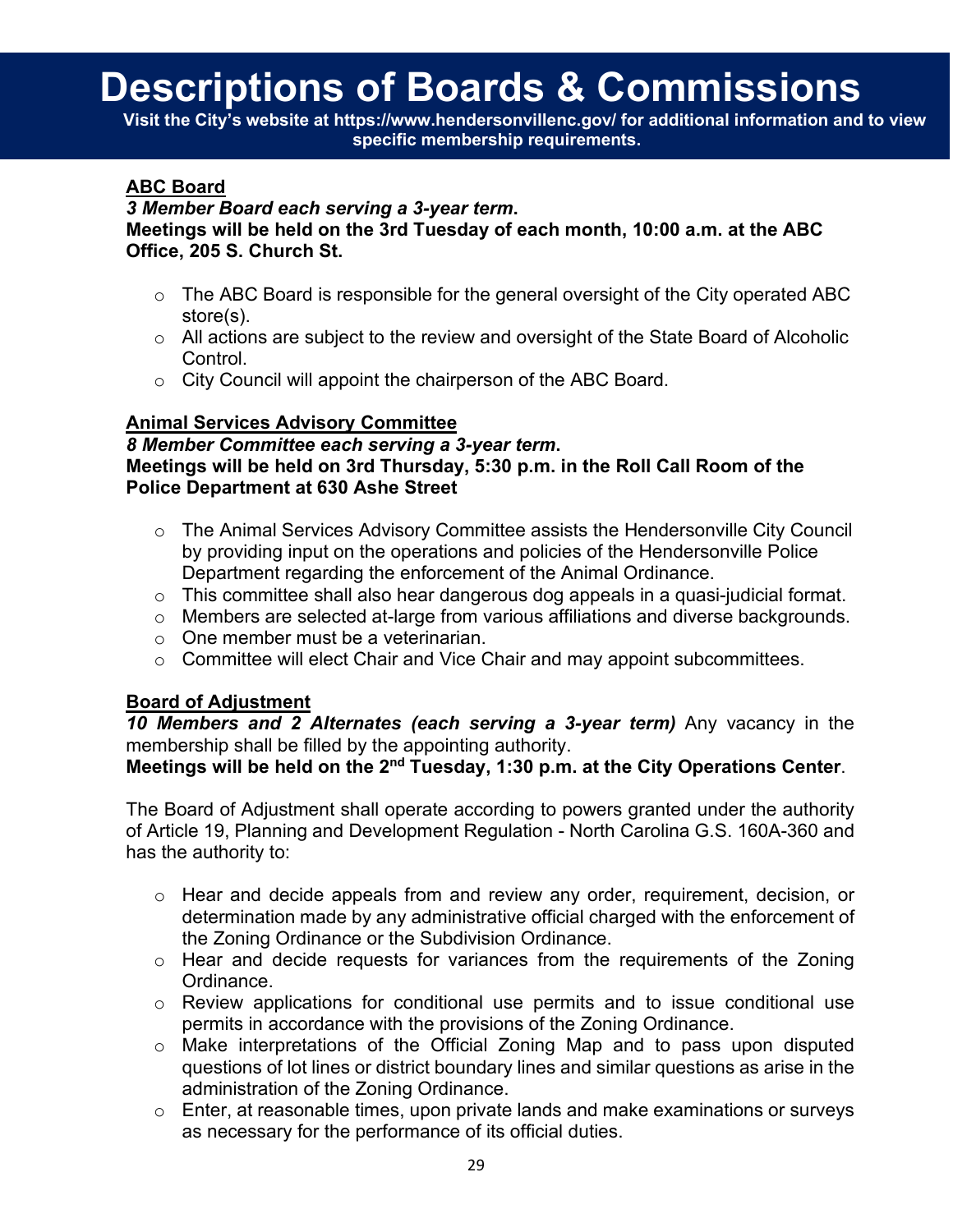# Descriptions of Boards & Commissions

**Visit the City's website at https://www.hendersonvillenc.gov/ for additional information and to view specific membership requirements.**

**ABC Board**

***3 Member Board each serving a 3-year term*.**
**Meetings will be held on the 3rd Tuesday of each month, 10:00 a.m. at the ABC Office, 205 S. Church St.**

- The ABC Board is responsible for the general oversight of the City operated ABC store(s).
- All actions are subject to the review and oversight of the State Board of Alcoholic Control.
- City Council will appoint the chairperson of the ABC Board.

**Animal Services Advisory Committee**

***8 Member Committee each serving a 3-year term*.**
**Meetings will be held on 3rd Thursday, 5:30 p.m. in the Roll Call Room of the Police Department at 630 Ashe Street**

- The Animal Services Advisory Committee assists the Hendersonville City Council by providing input on the operations and policies of the Hendersonville Police Department regarding the enforcement of the Animal Ordinance.
- This committee shall also hear dangerous dog appeals in a quasi-judicial format.
- Members are selected at-large from various affiliations and diverse backgrounds.
- One member must be a veterinarian.
- Committee will elect Chair and Vice Chair and may appoint subcommittees.

**Board of Adjustment**

***10 Members and 2 Alternates (each serving a 3-year term)*** Any vacancy in the membership shall be filled by the appointing authority.
**Meetings will be held on the 2nd Tuesday, 1:30 p.m. at the City Operations Center**.

The Board of Adjustment shall operate according to powers granted under the authority of Article 19, Planning and Development Regulation - North Carolina G.S. 160A-360 and has the authority to:

- Hear and decide appeals from and review any order, requirement, decision, or determination made by any administrative official charged with the enforcement of the Zoning Ordinance or the Subdivision Ordinance.
- Hear and decide requests for variances from the requirements of the Zoning Ordinance.
- Review applications for conditional use permits and to issue conditional use permits in accordance with the provisions of the Zoning Ordinance.
- Make interpretations of the Official Zoning Map and to pass upon disputed questions of lot lines or district boundary lines and similar questions as arise in the administration of the Zoning Ordinance.
- Enter, at reasonable times, upon private lands and make examinations or surveys as necessary for the performance of its official duties.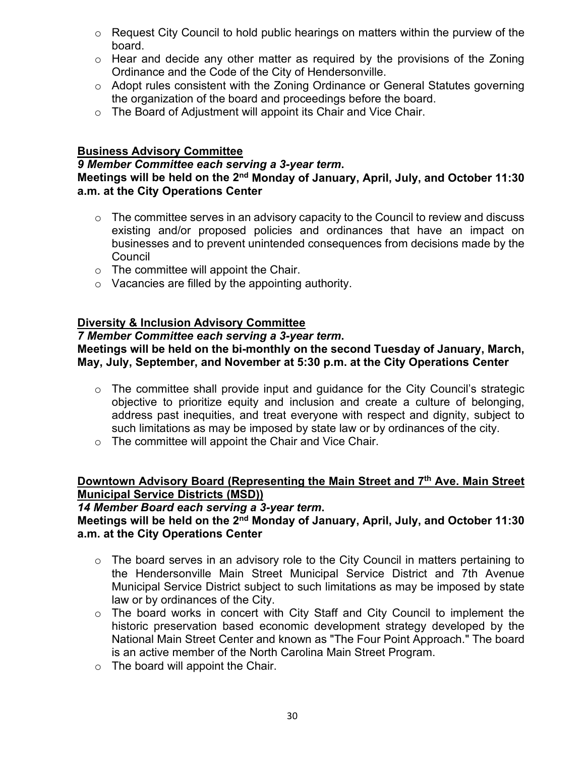- Request City Council to hold public hearings on matters within the purview of the board.
- Hear and decide any other matter as required by the provisions of the Zoning Ordinance and the Code of the City of Hendersonville.
- Adopt rules consistent with the Zoning Ordinance or General Statutes governing the organization of the board and proceedings before the board.
- The Board of Adjustment will appoint its Chair and Vice Chair.

**Business Advisory Committee**

***9 Member Committee each serving a 3-year term*.**

**Meetings will be held on the 2nd Monday of January, April, July, and October 11:30 a.m. at the City Operations Center**

- The committee serves in an advisory capacity to the Council to review and discuss existing and/or proposed policies and ordinances that have an impact on businesses and to prevent unintended consequences from decisions made by the Council
- The committee will appoint the Chair.
- Vacancies are filled by the appointing authority.

**Diversity & Inclusion Advisory Committee**

***7 Member Committee each serving a 3-year term*.**

**Meetings will be held on the bi-monthly on the second Tuesday of January, March, May, July, September, and November at 5:30 p.m. at the City Operations Center**

- The committee shall provide input and guidance for the City Council's strategic objective to prioritize equity and inclusion and create a culture of belonging, address past inequities, and treat everyone with respect and dignity, subject to such limitations as may be imposed by state law or by ordinances of the city.
- The committee will appoint the Chair and Vice Chair.

**Downtown Advisory Board (Representing the Main Street and 7th Ave. Main Street Municipal Service Districts (MSD))**

***14 Member Board each serving a 3-year term*.**

**Meetings will be held on the 2nd Monday of January, April, July, and October 11:30 a.m. at the City Operations Center**

- The board serves in an advisory role to the City Council in matters pertaining to the Hendersonville Main Street Municipal Service District and 7th Avenue Municipal Service District subject to such limitations as may be imposed by state law or by ordinances of the City.
- The board works in concert with City Staff and City Council to implement the historic preservation based economic development strategy developed by the National Main Street Center and known as "The Four Point Approach." The board is an active member of the North Carolina Main Street Program.
- The board will appoint the Chair.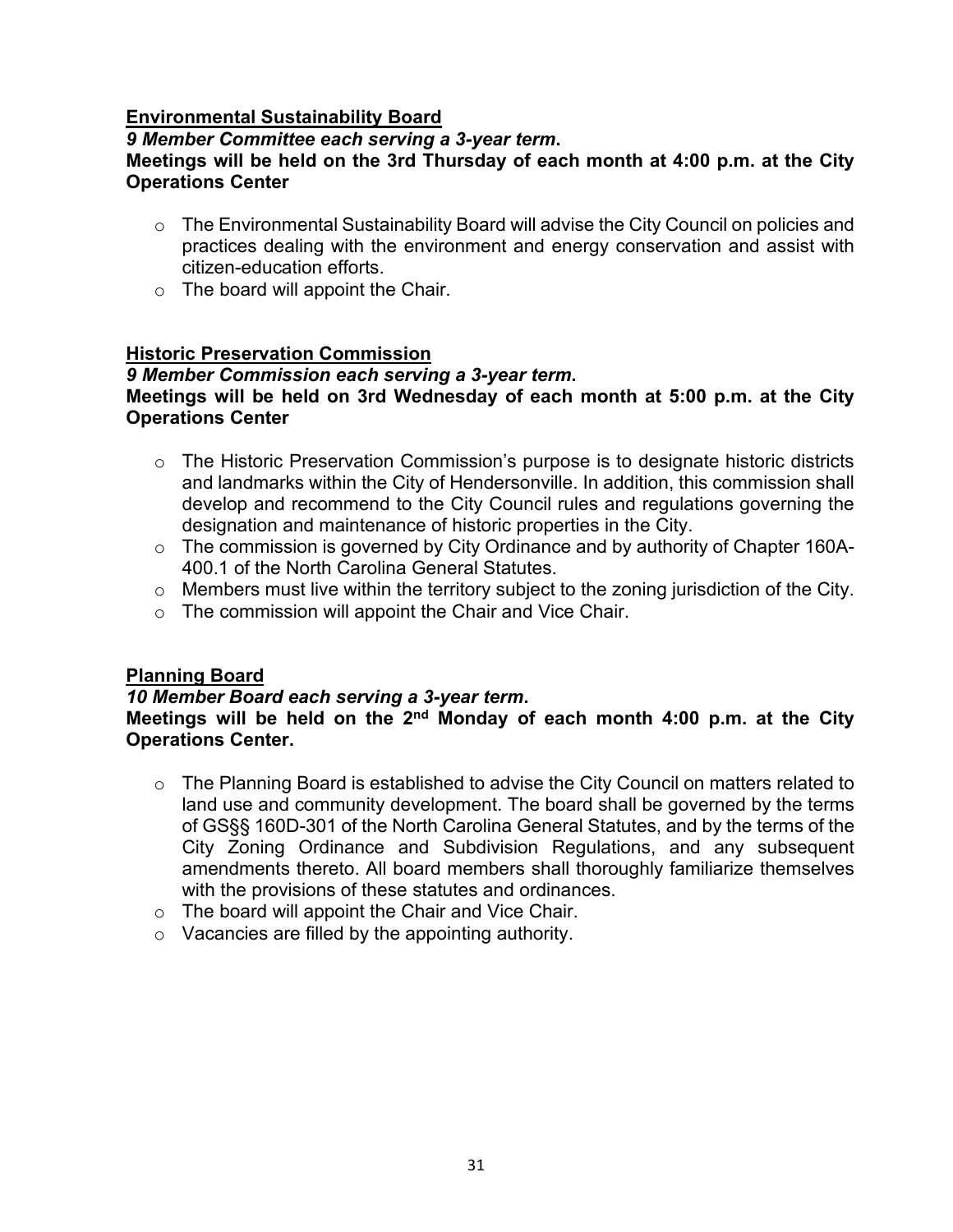## Environmental Sustainability Board

***9 Member Committee each serving a 3-year term*.**

**Meetings will be held on the 3rd Thursday of each month at 4:00 p.m. at the City Operations Center**

- The Environmental Sustainability Board will advise the City Council on policies and practices dealing with the environment and energy conservation and assist with citizen-education efforts.
- The board will appoint the Chair.

## Historic Preservation Commission

***9 Member Commission each serving a 3-year term*.**

**Meetings will be held on 3rd Wednesday of each month at 5:00 p.m. at the City Operations Center**

- The Historic Preservation Commission's purpose is to designate historic districts and landmarks within the City of Hendersonville. In addition, this commission shall develop and recommend to the City Council rules and regulations governing the designation and maintenance of historic properties in the City.
- The commission is governed by City Ordinance and by authority of Chapter 160A-400.1 of the North Carolina General Statutes.
- Members must live within the territory subject to the zoning jurisdiction of the City.
- The commission will appoint the Chair and Vice Chair.

## Planning Board

***10 Member Board each serving a 3-year term*.**

**Meetings will be held on the 2nd Monday of each month 4:00 p.m. at the City Operations Center.**

- The Planning Board is established to advise the City Council on matters related to land use and community development. The board shall be governed by the terms of GS§§ 160D-301 of the North Carolina General Statutes, and by the terms of the City Zoning Ordinance and Subdivision Regulations, and any subsequent amendments thereto. All board members shall thoroughly familiarize themselves with the provisions of these statutes and ordinances.
- The board will appoint the Chair and Vice Chair.
- Vacancies are filled by the appointing authority.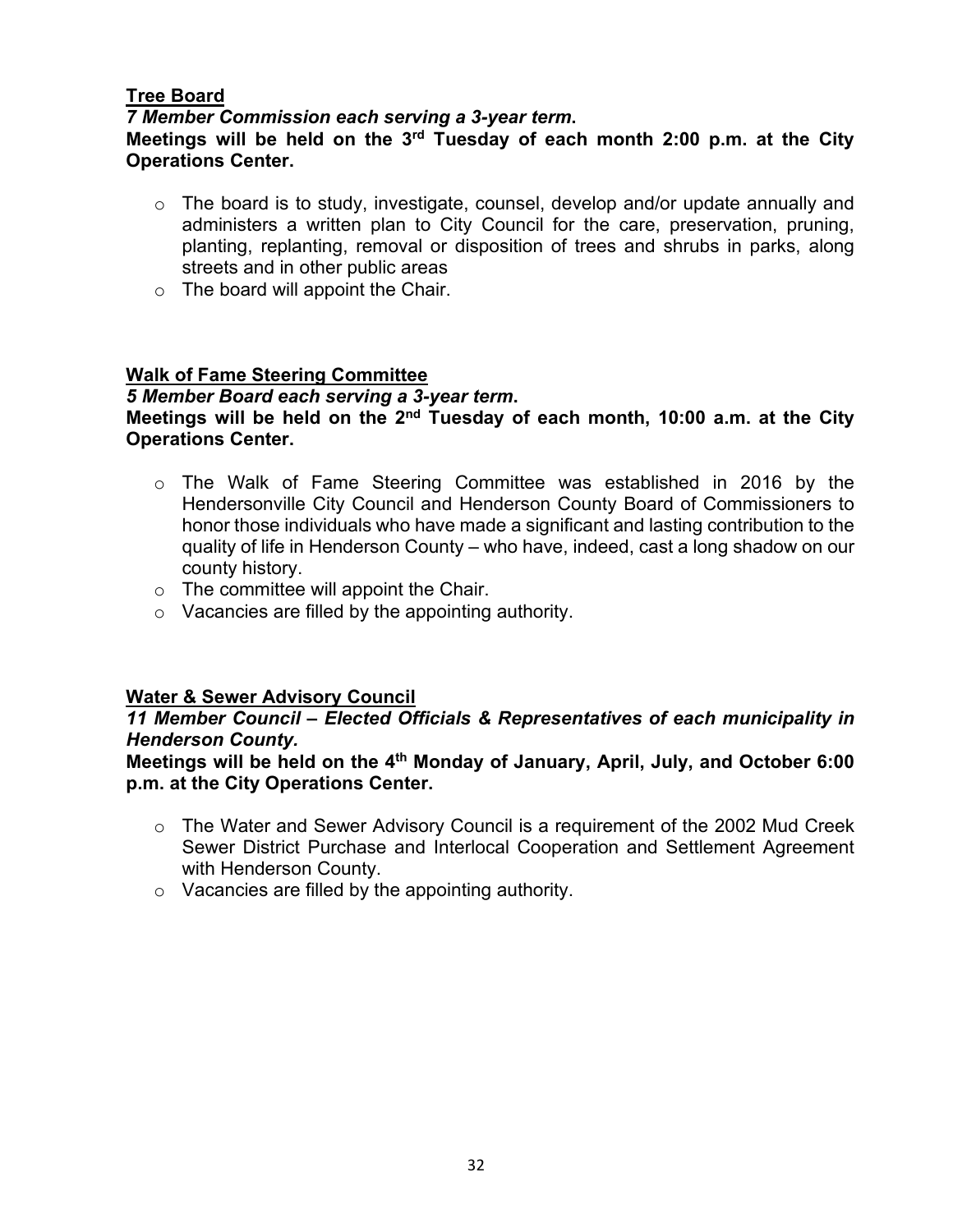**Tree Board**

***7 Member Commission each serving a 3-year term.***

**Meetings will be held on the 3rd Tuesday of each month 2:00 p.m. at the City Operations Center.**

- The board is to study, investigate, counsel, develop and/or update annually and administers a written plan to City Council for the care, preservation, pruning, planting, replanting, removal or disposition of trees and shrubs in parks, along streets and in other public areas
- The board will appoint the Chair.

**Walk of Fame Steering Committee**

***5 Member Board each serving a 3-year term.***

**Meetings will be held on the 2nd Tuesday of each month, 10:00 a.m. at the City Operations Center.**

- The Walk of Fame Steering Committee was established in 2016 by the Hendersonville City Council and Henderson County Board of Commissioners to honor those individuals who have made a significant and lasting contribution to the quality of life in Henderson County – who have, indeed, cast a long shadow on our county history.
- The committee will appoint the Chair.
- Vacancies are filled by the appointing authority.

**Water & Sewer Advisory Council**

***11 Member Council – Elected Officials & Representatives of each municipality in Henderson County.***

**Meetings will be held on the 4th Monday of January, April, July, and October 6:00 p.m. at the City Operations Center.**

- The Water and Sewer Advisory Council is a requirement of the 2002 Mud Creek Sewer District Purchase and Interlocal Cooperation and Settlement Agreement with Henderson County.
- Vacancies are filled by the appointing authority.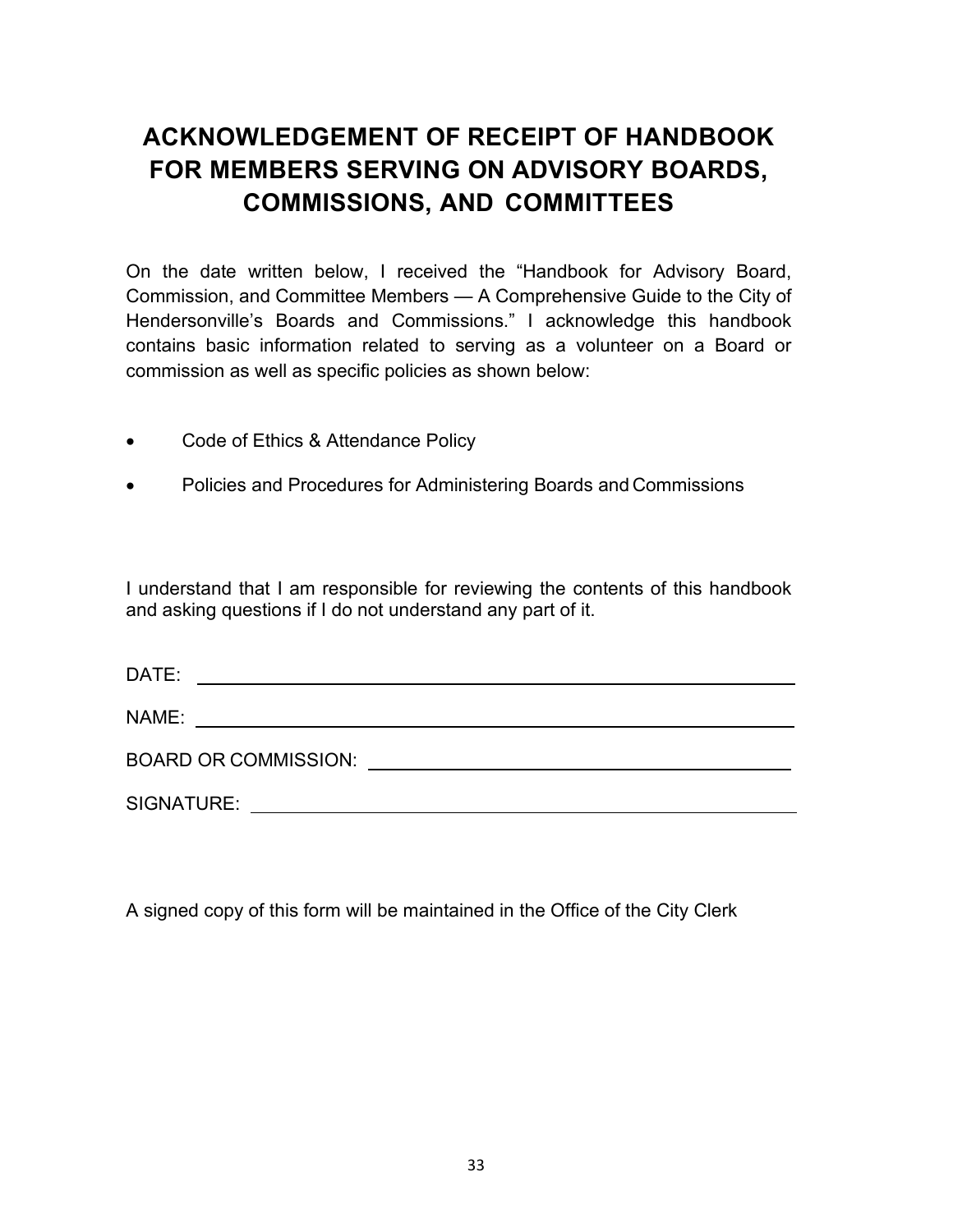# ACKNOWLEDGEMENT OF RECEIPT OF HANDBOOK FOR MEMBERS SERVING ON ADVISORY BOARDS, COMMISSIONS, AND COMMITTEES

On the date written below, I received the "Handbook for Advisory Board, Commission, and Committee Members — A Comprehensive Guide to the City of Hendersonville's Boards and Commissions." I acknowledge this handbook contains basic information related to serving as a volunteer on a Board or commission as well as specific policies as shown below:

- Code of Ethics & Attendance Policy
- Policies and Procedures for Administering Boards and Commissions

I understand that I am responsible for reviewing the contents of this handbook and asking questions if I do not understand any part of it.

DATE: ______________________________________________

NAME: ______________________________________________

BOARD OR COMMISSION: ______________________________

SIGNATURE: __________________________________________

A signed copy of this form will be maintained in the Office of the City Clerk